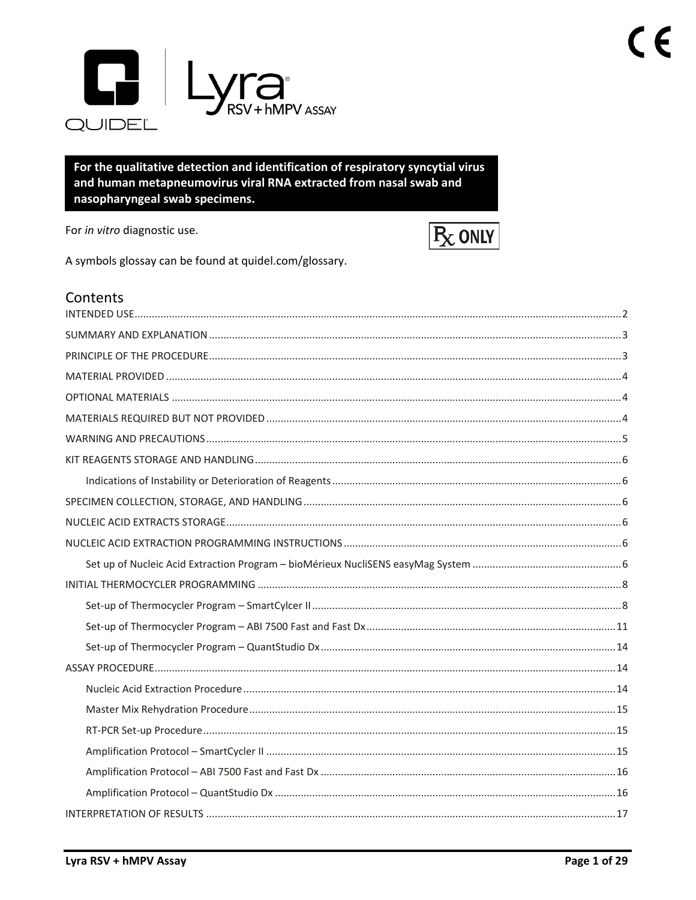# Lyra® RSV + hMPV ASSAY

QUIDEL®

**For the qualitative detection and identification of respiratory syncytial virus and human metapneumovirus viral RNA extracted from nasal swab and nasopharyngeal swab specimens.**

For *in vitro* diagnostic use.

Rx ONLY

A symbols glossay can be found at quidel.com/glossary.

## Contents

INTENDED USE ........................................................ 2

SUMMARY AND EXPLANATION ........................................................ 3

PRINCIPLE OF THE PROCEDURE ........................................................ 3

MATERIAL PROVIDED ........................................................ 4

OPTIONAL MATERIALS ........................................................ 4

MATERIALS REQUIRED BUT NOT PROVIDED ........................................................ 4

WARNING AND PRECAUTIONS ........................................................ 5

KIT REAGENTS STORAGE AND HANDLING ........................................................ 6

- Indications of Instability or Deterioration of Reagents ........................................................ 6

SPECIMEN COLLECTION, STORAGE, AND HANDLING ........................................................ 6

NUCLEIC ACID EXTRACTS STORAGE ........................................................ 6

NUCLEIC ACID EXTRACTION PROGRAMMING INSTRUCTIONS ........................................................ 6

- Set up of Nucleic Acid Extraction Program – bioMérieux NucliSENS easyMag System ........................................................ 6

INITIAL THERMOCYCLER PROGRAMMING ........................................................ 8

- Set-up of Thermocycler Program – SmartCylcer II ........................................................ 8
- Set-up of Thermocycler Program – ABI 7500 Fast and Fast Dx ........................................................ 11
- Set-up of Thermocycler Program – QuantStudio Dx ........................................................ 14

ASSAY PROCEDURE ........................................................ 14

- Nucleic Acid Extraction Procedure ........................................................ 14
- Master Mix Rehydration Procedure ........................................................ 15
- RT-PCR Set-up Procedure ........................................................ 15
- Amplification Protocol – SmartCycler II ........................................................ 15
- Amplification Protocol – ABI 7500 Fast and Fast Dx ........................................................ 16
- Amplification Protocol – QuantStudio Dx ........................................................ 16

INTERPRETATION OF RESULTS ........................................................ 17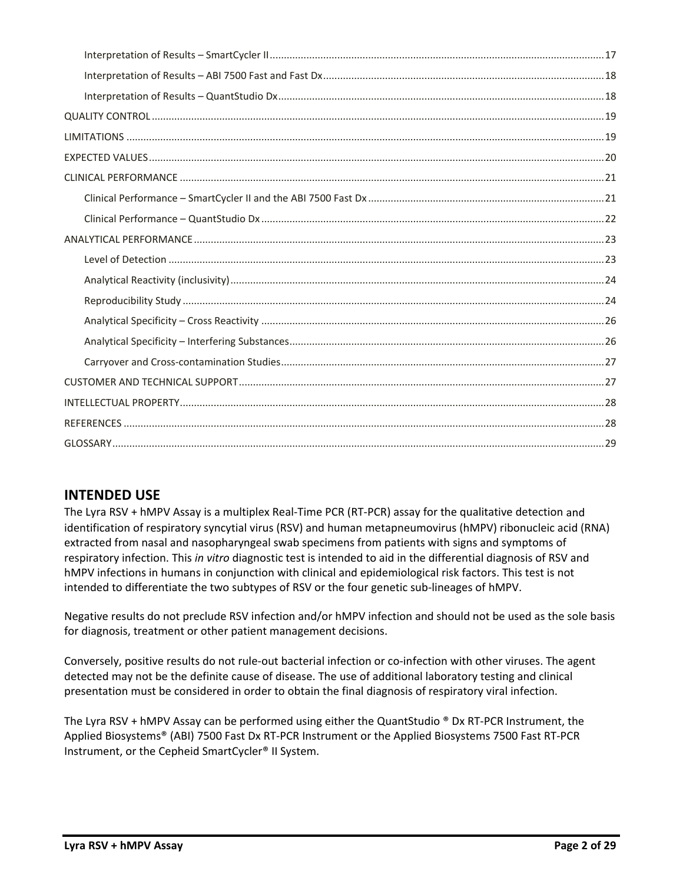Interpretation of Results – SmartCycler II .......... 17

Interpretation of Results – ABI 7500 Fast and Fast Dx .......... 18

Interpretation of Results – QuantStudio Dx .......... 18

QUALITY CONTROL .......... 19

LIMITATIONS .......... 19

EXPECTED VALUES .......... 20

CLINICAL PERFORMANCE .......... 21

Clinical Performance – SmartCycler II and the ABI 7500 Fast Dx .......... 21

Clinical Performance – QuantStudio Dx .......... 22

ANALYTICAL PERFORMANCE .......... 23

Level of Detection .......... 23

Analytical Reactivity (inclusivity) .......... 24

Reproducibility Study .......... 24

Analytical Specificity – Cross Reactivity .......... 26

Analytical Specificity – Interfering Substances .......... 26

Carryover and Cross-contamination Studies .......... 27

CUSTOMER AND TECHNICAL SUPPORT .......... 27

INTELLECTUAL PROPERTY .......... 28

REFERENCES .......... 28

GLOSSARY .......... 29

## INTENDED USE

The Lyra RSV + hMPV Assay is a multiplex Real-Time PCR (RT-PCR) assay for the qualitative detection and identification of respiratory syncytial virus (RSV) and human metapneumovirus (hMPV) ribonucleic acid (RNA) extracted from nasal and nasopharyngeal swab specimens from patients with signs and symptoms of respiratory infection. This *in vitro* diagnostic test is intended to aid in the differential diagnosis of RSV and hMPV infections in humans in conjunction with clinical and epidemiological risk factors. This test is not intended to differentiate the two subtypes of RSV or the four genetic sub-lineages of hMPV.

Negative results do not preclude RSV infection and/or hMPV infection and should not be used as the sole basis for diagnosis, treatment or other patient management decisions.

Conversely, positive results do not rule-out bacterial infection or co-infection with other viruses. The agent detected may not be the definite cause of disease. The use of additional laboratory testing and clinical presentation must be considered in order to obtain the final diagnosis of respiratory viral infection.

The Lyra RSV + hMPV Assay can be performed using either the QuantStudio ® Dx RT-PCR Instrument, the Applied Biosystems® (ABI) 7500 Fast Dx RT-PCR Instrument or the Applied Biosystems 7500 Fast RT-PCR Instrument, or the Cepheid SmartCycler® II System.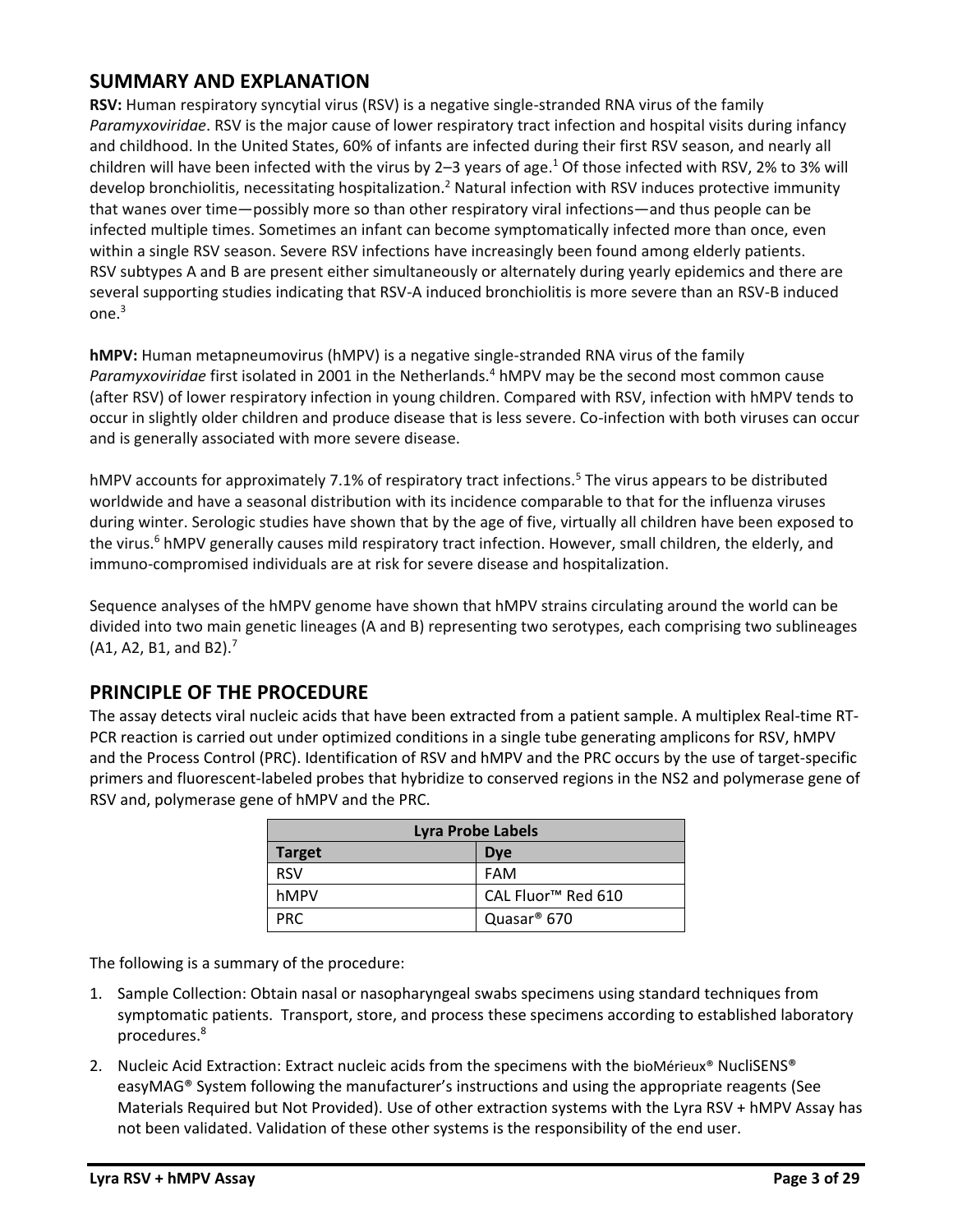## SUMMARY AND EXPLANATION

**RSV:** Human respiratory syncytial virus (RSV) is a negative single-stranded RNA virus of the family *Paramyxoviridae*. RSV is the major cause of lower respiratory tract infection and hospital visits during infancy and childhood. In the United States, 60% of infants are infected during their first RSV season, and nearly all children will have been infected with the virus by 2–3 years of age.[1] Of those infected with RSV, 2% to 3% will develop bronchiolitis, necessitating hospitalization.[2] Natural infection with RSV induces protective immunity that wanes over time—possibly more so than other respiratory viral infections—and thus people can be infected multiple times. Sometimes an infant can become symptomatically infected more than once, even within a single RSV season. Severe RSV infections have increasingly been found among elderly patients. RSV subtypes A and B are present either simultaneously or alternately during yearly epidemics and there are several supporting studies indicating that RSV-A induced bronchiolitis is more severe than an RSV-B induced one.[3]

**hMPV:** Human metapneumovirus (hMPV) is a negative single-stranded RNA virus of the family *Paramyxoviridae* first isolated in 2001 in the Netherlands.[4] hMPV may be the second most common cause (after RSV) of lower respiratory infection in young children. Compared with RSV, infection with hMPV tends to occur in slightly older children and produce disease that is less severe. Co-infection with both viruses can occur and is generally associated with more severe disease.

hMPV accounts for approximately 7.1% of respiratory tract infections.[5] The virus appears to be distributed worldwide and have a seasonal distribution with its incidence comparable to that for the influenza viruses during winter. Serologic studies have shown that by the age of five, virtually all children have been exposed to the virus.[6] hMPV generally causes mild respiratory tract infection. However, small children, the elderly, and immuno-compromised individuals are at risk for severe disease and hospitalization.

Sequence analyses of the hMPV genome have shown that hMPV strains circulating around the world can be divided into two main genetic lineages (A and B) representing two serotypes, each comprising two sublineages (A1, A2, B1, and B2).[7]

## PRINCIPLE OF THE PROCEDURE

The assay detects viral nucleic acids that have been extracted from a patient sample. A multiplex Real-time RT-PCR reaction is carried out under optimized conditions in a single tube generating amplicons for RSV, hMPV and the Process Control (PRC). Identification of RSV and hMPV and the PRC occurs by the use of target-specific primers and fluorescent-labeled probes that hybridize to conserved regions in the NS2 and polymerase gene of RSV and, polymerase gene of hMPV and the PRC.

| **Lyra Probe Labels** | |
|---|---|
| **Target** | **Dye** |
| RSV | FAM |
| hMPV | CAL Fluor™ Red 610 |
| PRC | Quasar® 670 |

The following is a summary of the procedure:

1. Sample Collection: Obtain nasal or nasopharyngeal swabs specimens using standard techniques from symptomatic patients. Transport, store, and process these specimens according to established laboratory procedures.[8]
2. Nucleic Acid Extraction: Extract nucleic acids from the specimens with the bioMérieux® NucliSENS® easyMAG® System following the manufacturer's instructions and using the appropriate reagents (See Materials Required but Not Provided). Use of other extraction systems with the Lyra RSV + hMPV Assay has not been validated. Validation of these other systems is the responsibility of the end user.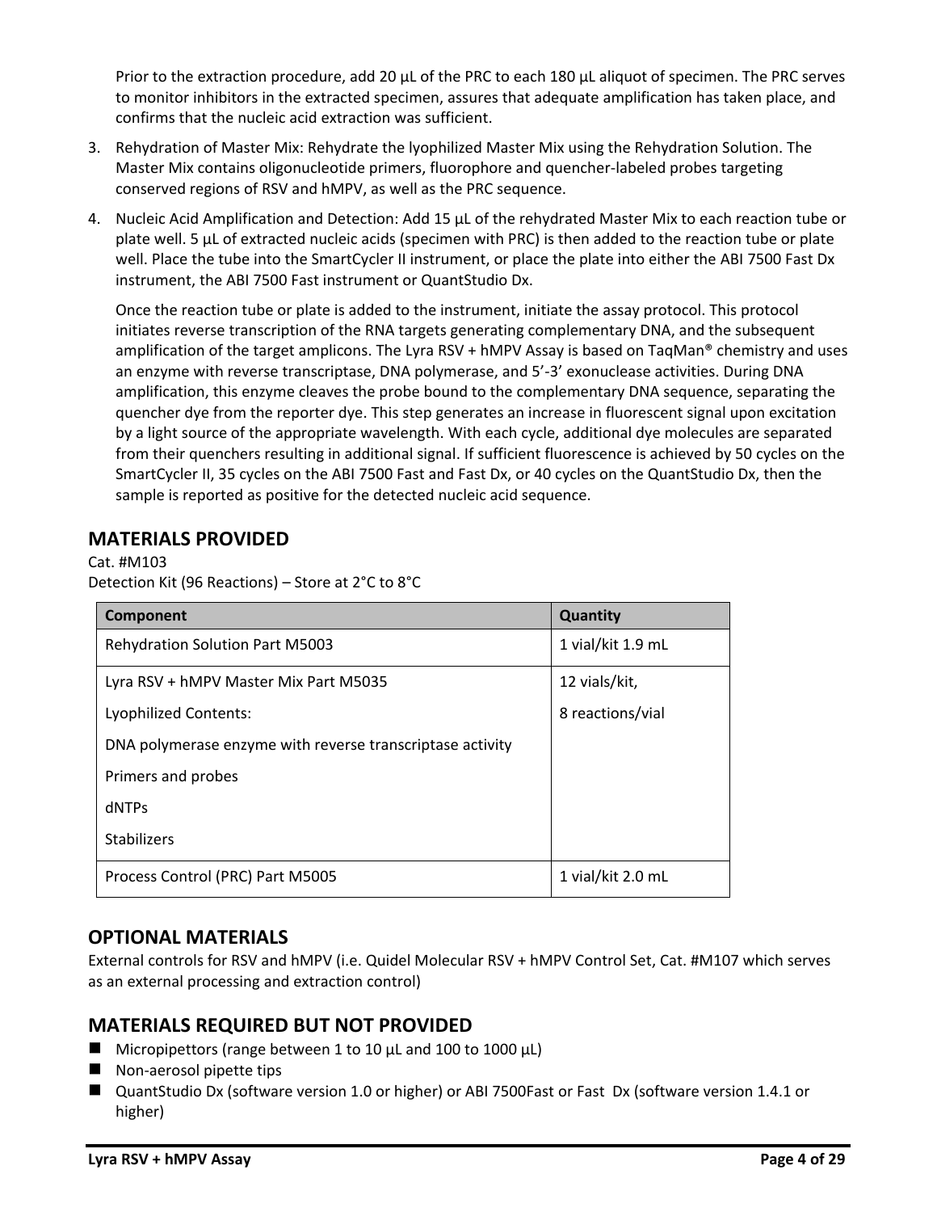Prior to the extraction procedure, add 20 µL of the PRC to each 180 µL aliquot of specimen. The PRC serves to monitor inhibitors in the extracted specimen, assures that adequate amplification has taken place, and confirms that the nucleic acid extraction was sufficient.

3. Rehydration of Master Mix: Rehydrate the lyophilized Master Mix using the Rehydration Solution. The Master Mix contains oligonucleotide primers, fluorophore and quencher-labeled probes targeting conserved regions of RSV and hMPV, as well as the PRC sequence.
4. Nucleic Acid Amplification and Detection: Add 15 µL of the rehydrated Master Mix to each reaction tube or plate well. 5 µL of extracted nucleic acids (specimen with PRC) is then added to the reaction tube or plate well. Place the tube into the SmartCycler II instrument, or place the plate into either the ABI 7500 Fast Dx instrument, the ABI 7500 Fast instrument or QuantStudio Dx.

   Once the reaction tube or plate is added to the instrument, initiate the assay protocol. This protocol initiates reverse transcription of the RNA targets generating complementary DNA, and the subsequent amplification of the target amplicons. The Lyra RSV + hMPV Assay is based on TaqMan® chemistry and uses an enzyme with reverse transcriptase, DNA polymerase, and 5'-3' exonuclease activities. During DNA amplification, this enzyme cleaves the probe bound to the complementary DNA sequence, separating the quencher dye from the reporter dye. This step generates an increase in fluorescent signal upon excitation by a light source of the appropriate wavelength. With each cycle, additional dye molecules are separated from their quenchers resulting in additional signal. If sufficient fluorescence is achieved by 50 cycles on the SmartCycler II, 35 cycles on the ABI 7500 Fast and Fast Dx, or 40 cycles on the QuantStudio Dx, then the sample is reported as positive for the detected nucleic acid sequence.

## MATERIALS PROVIDED

Cat. #M103

Detection Kit (96 Reactions) – Store at 2°C to 8°C

| Component | Quantity |
|---|---|
| Rehydration Solution Part M5003 | 1 vial/kit 1.9 mL |
| Lyra RSV + hMPV Master Mix Part M5035<br><br>Lyophilized Contents:<br><br>DNA polymerase enzyme with reverse transcriptase activity<br><br>Primers and probes<br><br>dNTPs<br><br>Stabilizers | 12 vials/kit,<br><br>8 reactions/vial |
| Process Control (PRC) Part M5005 | 1 vial/kit 2.0 mL |

## OPTIONAL MATERIALS

External controls for RSV and hMPV (i.e. Quidel Molecular RSV + hMPV Control Set, Cat. #M107 which serves as an external processing and extraction control)

## MATERIALS REQUIRED BUT NOT PROVIDED

- Micropipettors (range between 1 to 10 µL and 100 to 1000 µL)
- Non-aerosol pipette tips
- QuantStudio Dx (software version 1.0 or higher) or ABI 7500Fast or Fast Dx (software version 1.4.1 or higher)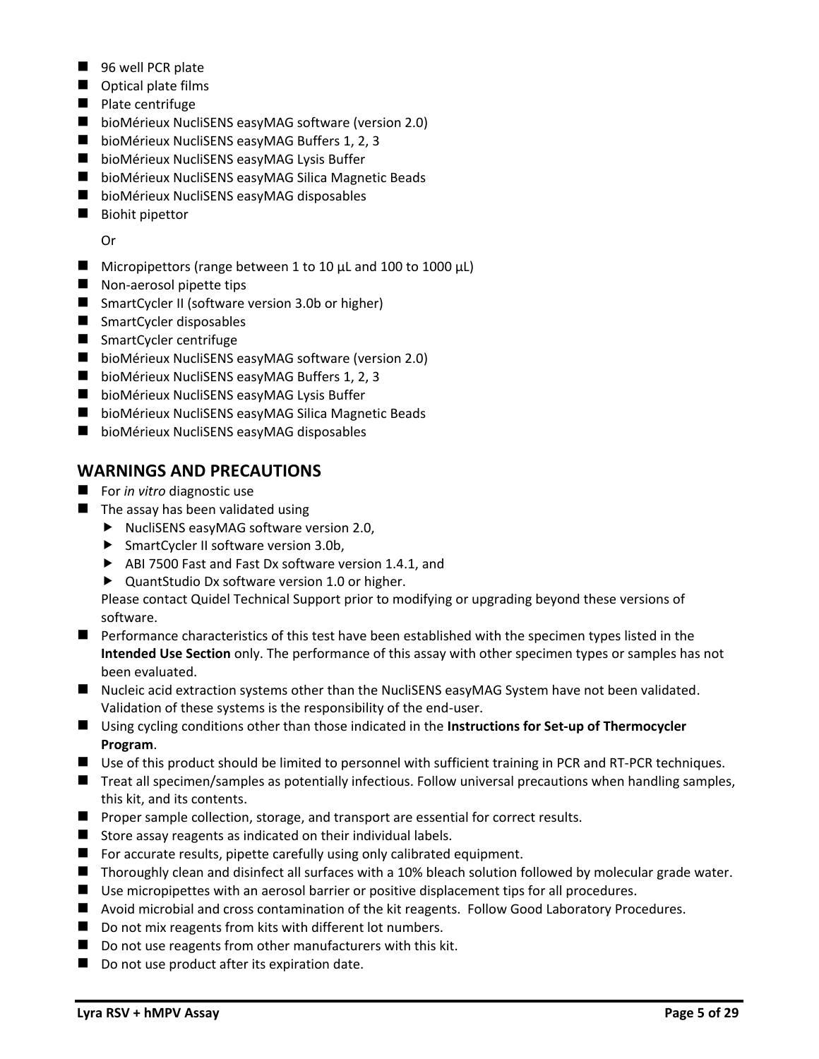- 96 well PCR plate
- Optical plate films
- Plate centrifuge
- bioMérieux NucliSENS easyMAG software (version 2.0)
- bioMérieux NucliSENS easyMAG Buffers 1, 2, 3
- bioMérieux NucliSENS easyMAG Lysis Buffer
- bioMérieux NucliSENS easyMAG Silica Magnetic Beads
- bioMérieux NucliSENS easyMAG disposables
- Biohit pipettor

  Or

- Micropipettors (range between 1 to 10 µL and 100 to 1000 µL)
- Non-aerosol pipette tips
- SmartCycler II (software version 3.0b or higher)
- SmartCycler disposables
- SmartCycler centrifuge
- bioMérieux NucliSENS easyMAG software (version 2.0)
- bioMérieux NucliSENS easyMAG Buffers 1, 2, 3
- bioMérieux NucliSENS easyMAG Lysis Buffer
- bioMérieux NucliSENS easyMAG Silica Magnetic Beads
- bioMérieux NucliSENS easyMAG disposables

## WARNINGS AND PRECAUTIONS

- For *in vitro* diagnostic use
- The assay has been validated using
  - NucliSENS easyMAG software version 2.0,
  - SmartCycler II software version 3.0b,
  - ABI 7500 Fast and Fast Dx software version 1.4.1, and
  - QuantStudio Dx software version 1.0 or higher.

  Please contact Quidel Technical Support prior to modifying or upgrading beyond these versions of software.
- Performance characteristics of this test have been established with the specimen types listed in the **Intended Use Section** only. The performance of this assay with other specimen types or samples has not been evaluated.
- Nucleic acid extraction systems other than the NucliSENS easyMAG System have not been validated. Validation of these systems is the responsibility of the end-user.
- Using cycling conditions other than those indicated in the **Instructions for Set-up of Thermocycler Program**.
- Use of this product should be limited to personnel with sufficient training in PCR and RT-PCR techniques.
- Treat all specimen/samples as potentially infectious. Follow universal precautions when handling samples, this kit, and its contents.
- Proper sample collection, storage, and transport are essential for correct results.
- Store assay reagents as indicated on their individual labels.
- For accurate results, pipette carefully using only calibrated equipment.
- Thoroughly clean and disinfect all surfaces with a 10% bleach solution followed by molecular grade water.
- Use micropipettes with an aerosol barrier or positive displacement tips for all procedures.
- Avoid microbial and cross contamination of the kit reagents. Follow Good Laboratory Procedures.
- Do not mix reagents from kits with different lot numbers.
- Do not use reagents from other manufacturers with this kit.
- Do not use product after its expiration date.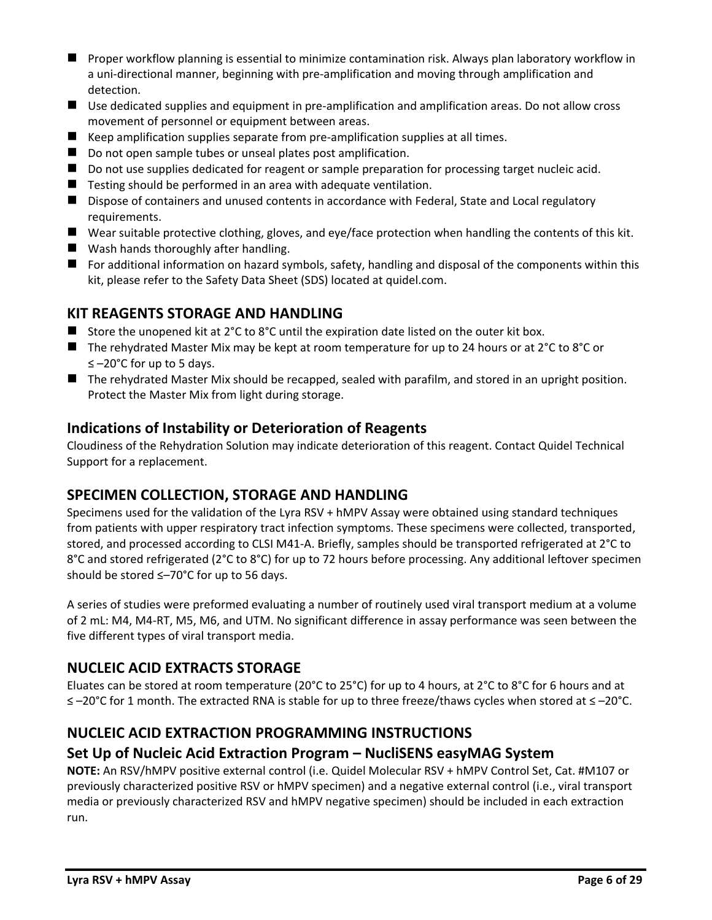- Proper workflow planning is essential to minimize contamination risk. Always plan laboratory workflow in a uni-directional manner, beginning with pre-amplification and moving through amplification and detection.
- Use dedicated supplies and equipment in pre-amplification and amplification areas. Do not allow cross movement of personnel or equipment between areas.
- Keep amplification supplies separate from pre-amplification supplies at all times.
- Do not open sample tubes or unseal plates post amplification.
- Do not use supplies dedicated for reagent or sample preparation for processing target nucleic acid.
- Testing should be performed in an area with adequate ventilation.
- Dispose of containers and unused contents in accordance with Federal, State and Local regulatory requirements.
- Wear suitable protective clothing, gloves, and eye/face protection when handling the contents of this kit.
- Wash hands thoroughly after handling.
- For additional information on hazard symbols, safety, handling and disposal of the components within this kit, please refer to the Safety Data Sheet (SDS) located at quidel.com.

## KIT REAGENTS STORAGE AND HANDLING

- Store the unopened kit at 2°C to 8°C until the expiration date listed on the outer kit box.
- The rehydrated Master Mix may be kept at room temperature for up to 24 hours or at 2°C to 8°C or ≤ –20°C for up to 5 days.
- The rehydrated Master Mix should be recapped, sealed with parafilm, and stored in an upright position. Protect the Master Mix from light during storage.

## Indications of Instability or Deterioration of Reagents

Cloudiness of the Rehydration Solution may indicate deterioration of this reagent. Contact Quidel Technical Support for a replacement.

## SPECIMEN COLLECTION, STORAGE AND HANDLING

Specimens used for the validation of the Lyra RSV + hMPV Assay were obtained using standard techniques from patients with upper respiratory tract infection symptoms. These specimens were collected, transported, stored, and processed according to CLSI M41-A. Briefly, samples should be transported refrigerated at 2°C to 8°C and stored refrigerated (2°C to 8°C) for up to 72 hours before processing. Any additional leftover specimen should be stored ≤–70°C for up to 56 days.

A series of studies were preformed evaluating a number of routinely used viral transport medium at a volume of 2 mL: M4, M4-RT, M5, M6, and UTM. No significant difference in assay performance was seen between the five different types of viral transport media.

## NUCLEIC ACID EXTRACTS STORAGE

Eluates can be stored at room temperature (20°C to 25°C) for up to 4 hours, at 2°C to 8°C for 6 hours and at ≤ –20°C for 1 month. The extracted RNA is stable for up to three freeze/thaws cycles when stored at ≤ –20°C.

## NUCLEIC ACID EXTRACTION PROGRAMMING INSTRUCTIONS

## Set Up of Nucleic Acid Extraction Program – NucliSENS easyMAG System

**NOTE:** An RSV/hMPV positive external control (i.e. Quidel Molecular RSV + hMPV Control Set, Cat. #M107 or previously characterized positive RSV or hMPV specimen) and a negative external control (i.e., viral transport media or previously characterized RSV and hMPV negative specimen) should be included in each extraction run.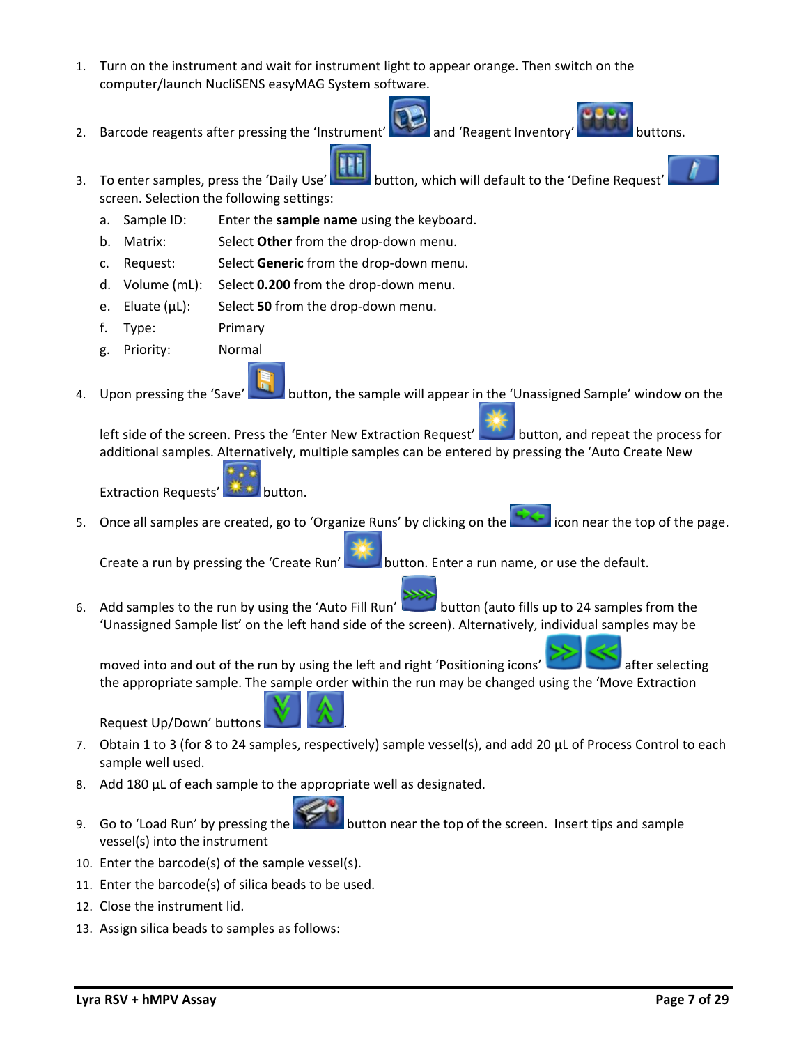1. Turn on the instrument and wait for instrument light to appear orange. Then switch on the computer/launch NucliSENS easyMAG System software.
2. Barcode reagents after pressing the 'Instrument' and 'Reagent Inventory' buttons.
3. To enter samples, press the 'Daily Use' button, which will default to the 'Define Request' screen. Selection the following settings:
   a. Sample ID: Enter the **sample name** using the keyboard.
   b. Matrix: Select **Other** from the drop-down menu.
   c. Request: Select **Generic** from the drop-down menu.
   d. Volume (mL): Select **0.200** from the drop-down menu.
   e. Eluate (µL): Select **50** from the drop-down menu.
   f. Type: Primary
   g. Priority: Normal
4. Upon pressing the 'Save' button, the sample will appear in the 'Unassigned Sample' window on the left side of the screen. Press the 'Enter New Extraction Request' button, and repeat the process for additional samples. Alternatively, multiple samples can be entered by pressing the 'Auto Create New Extraction Requests' button.
5. Once all samples are created, go to 'Organize Runs' by clicking on the icon near the top of the page. Create a run by pressing the 'Create Run' button. Enter a run name, or use the default.
6. Add samples to the run by using the 'Auto Fill Run' button (auto fills up to 24 samples from the 'Unassigned Sample list' on the left hand side of the screen). Alternatively, individual samples may be moved into and out of the run by using the left and right 'Positioning icons' after selecting the appropriate sample. The sample order within the run may be changed using the 'Move Extraction Request Up/Down' buttons .
7. Obtain 1 to 3 (for 8 to 24 samples, respectively) sample vessel(s), and add 20 µL of Process Control to each sample well used.
8. Add 180 µL of each sample to the appropriate well as designated.
9. Go to 'Load Run' by pressing the button near the top of the screen. Insert tips and sample vessel(s) into the instrument
10. Enter the barcode(s) of the sample vessel(s).
11. Enter the barcode(s) of silica beads to be used.
12. Close the instrument lid.
13. Assign silica beads to samples as follows: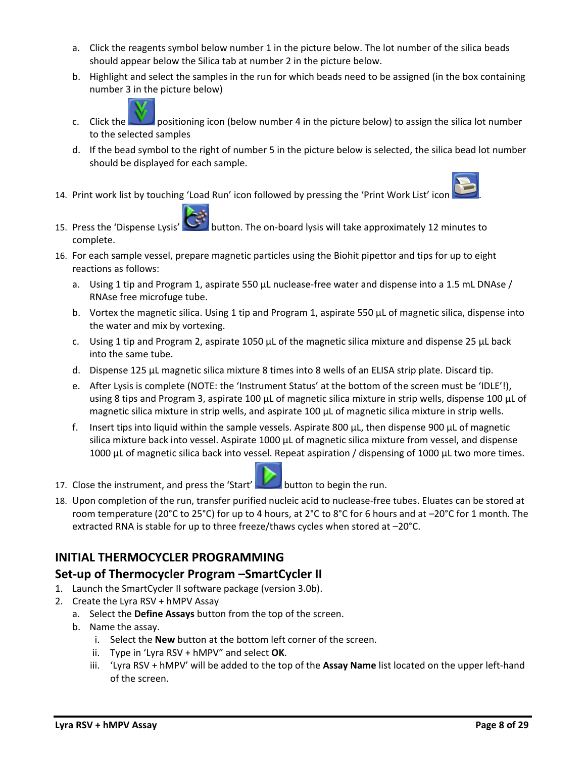a. Click the reagents symbol below number 1 in the picture below. The lot number of the silica beads should appear below the Silica tab at number 2 in the picture below.
b. Highlight and select the samples in the run for which beads need to be assigned (in the box containing number 3 in the picture below)
c. Click the positioning icon (below number 4 in the picture below) to assign the silica lot number to the selected samples
d. If the bead symbol to the right of number 5 in the picture below is selected, the silica bead lot number should be displayed for each sample.

14. Print work list by touching 'Load Run' icon followed by pressing the 'Print Work List' icon.
15. Press the 'Dispense Lysis' button. The on-board lysis will take approximately 12 minutes to complete.
16. For each sample vessel, prepare magnetic particles using the Biohit pipettor and tips for up to eight reactions as follows:
    a. Using 1 tip and Program 1, aspirate 550 µL nuclease-free water and dispense into a 1.5 mL DNAse / RNAse free microfuge tube.
    b. Vortex the magnetic silica. Using 1 tip and Program 1, aspirate 550 µL of magnetic silica, dispense into the water and mix by vortexing.
    c. Using 1 tip and Program 2, aspirate 1050 µL of the magnetic silica mixture and dispense 25 µL back into the same tube.
    d. Dispense 125 µL magnetic silica mixture 8 times into 8 wells of an ELISA strip plate. Discard tip.
    e. After Lysis is complete (NOTE: the 'Instrument Status' at the bottom of the screen must be 'IDLE'!), using 8 tips and Program 3, aspirate 100 µL of magnetic silica mixture in strip wells, dispense 100 µL of magnetic silica mixture in strip wells, and aspirate 100 µL of magnetic silica mixture in strip wells.
    f. Insert tips into liquid within the sample vessels. Aspirate 800 µL, then dispense 900 µL of magnetic silica mixture back into vessel. Aspirate 1000 µL of magnetic silica mixture from vessel, and dispense 1000 µL of magnetic silica back into vessel. Repeat aspiration / dispensing of 1000 µL two more times.
17. Close the instrument, and press the 'Start' button to begin the run.
18. Upon completion of the run, transfer purified nucleic acid to nuclease-free tubes. Eluates can be stored at room temperature (20°C to 25°C) for up to 4 hours, at 2°C to 8°C for 6 hours and at –20°C for 1 month. The extracted RNA is stable for up to three freeze/thaws cycles when stored at –20°C.

## INITIAL THERMOCYCLER PROGRAMMING

## Set-up of Thermocycler Program –SmartCycler II

1. Launch the SmartCycler II software package (version 3.0b).
2. Create the Lyra RSV + hMPV Assay
    a. Select the **Define Assays** button from the top of the screen.
    b. Name the assay.
        i. Select the **New** button at the bottom left corner of the screen.
        ii. Type in 'Lyra RSV + hMPV" and select **OK**.
        iii. 'Lyra RSV + hMPV' will be added to the top of the **Assay Name** list located on the upper left-hand of the screen.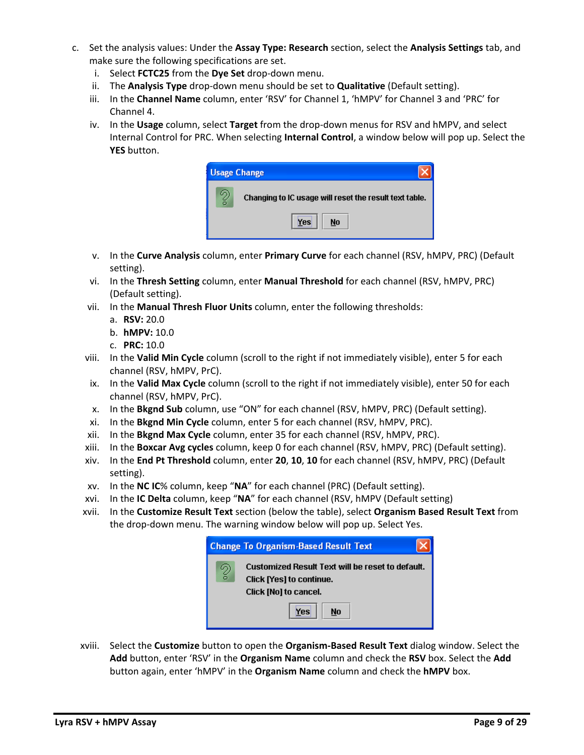c. Set the analysis values: Under the **Assay Type: Research** section, select the **Analysis Settings** tab, and make sure the following specifications are set.

   i. Select **FCTC25** from the **Dye Set** drop-down menu.

   ii. The **Analysis Type** drop-down menu should be set to **Qualitative** (Default setting).

   iii. In the **Channel Name** column, enter 'RSV' for Channel 1, 'hMPV' for Channel 3 and 'PRC' for Channel 4.

   iv. In the **Usage** column, select **Target** from the drop-down menus for RSV and hMPV, and select Internal Control for PRC. When selecting **Internal Control**, a window below will pop up. Select the **YES** button.

   Usage Change

   Changing to IC usage will reset the result text table.

   Yes No

   v. In the **Curve Analysis** column, enter **Primary Curve** for each channel (RSV, hMPV, PRC) (Default setting).

   vi. In the **Thresh Setting** column, enter **Manual Threshold** for each channel (RSV, hMPV, PRC) (Default setting).

   vii. In the **Manual Thresh Fluor Units** column, enter the following thresholds:

      a. **RSV:** 20.0
      b. **hMPV:** 10.0
      c. **PRC:** 10.0

   viii. In the **Valid Min Cycle** column (scroll to the right if not immediately visible), enter 5 for each channel (RSV, hMPV, PrC).

   ix. In the **Valid Max Cycle** column (scroll to the right if not immediately visible), enter 50 for each channel (RSV, hMPV, PrC).

   x. In the **Bkgnd Sub** column, use "ON" for each channel (RSV, hMPV, PRC) (Default setting).

   xi. In the **Bkgnd Min Cycle** column, enter 5 for each channel (RSV, hMPV, PRC).

   xii. In the **Bkgnd Max Cycle** column, enter 35 for each channel (RSV, hMPV, PRC).

   xiii. In the **Boxcar Avg cycles** column, keep 0 for each channel (RSV, hMPV, PRC) (Default setting).

   xiv. In the **End Pt Threshold** column, enter **20**, **10**, **10** for each channel (RSV, hMPV, PRC) (Default setting).

   xv. In the **NC IC**% column, keep "**NA**" for each channel (PRC) (Default setting).

   xvi. In the **IC Delta** column, keep "**NA**" for each channel (RSV, hMPV (Default setting)

   xvii. In the **Customize Result Text** section (below the table), select **Organism Based Result Text** from the drop-down menu. The warning window below will pop up. Select Yes.

   Change To Organism-Based Result Text

   Customized Result Text will be reset to default.
   Click [Yes] to continue.
   Click [No] to cancel.

   Yes No

   xviii. Select the **Customize** button to open the **Organism-Based Result Text** dialog window. Select the **Add** button, enter 'RSV' in the **Organism Name** column and check the **RSV** box. Select the **Add** button again, enter 'hMPV' in the **Organism Name** column and check the **hMPV** box.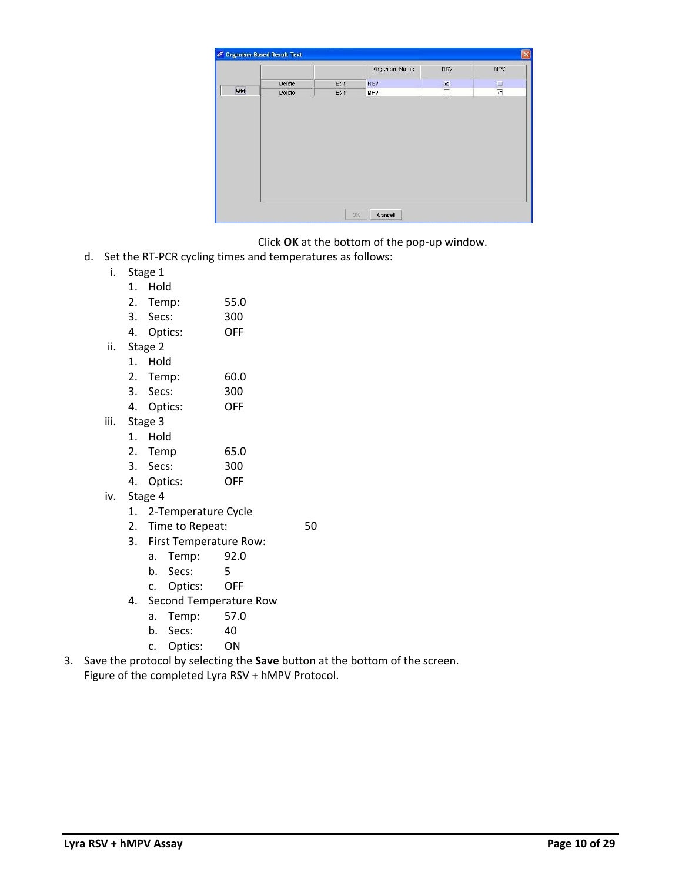Click **OK** at the bottom of the pop-up window.

d. Set the RT-PCR cycling times and temperatures as follows:

   i. Stage 1
      1. Hold
      2. Temp: 55.0
      3. Secs: 300
      4. Optics: OFF

   ii. Stage 2
      1. Hold
      2. Temp: 60.0
      3. Secs: 300
      4. Optics: OFF

   iii. Stage 3
      1. Hold
      2. Temp 65.0
      3. Secs: 300
      4. Optics: OFF

   iv. Stage 4
      1. 2-Temperature Cycle
      2. Time to Repeat: 50
      3. First Temperature Row:
         a. Temp: 92.0
         b. Secs: 5
         c. Optics: OFF
      4. Second Temperature Row
         a. Temp: 57.0
         b. Secs: 40
         c. Optics: ON

3. Save the protocol by selecting the **Save** button at the bottom of the screen.
   Figure of the completed Lyra RSV + hMPV Protocol.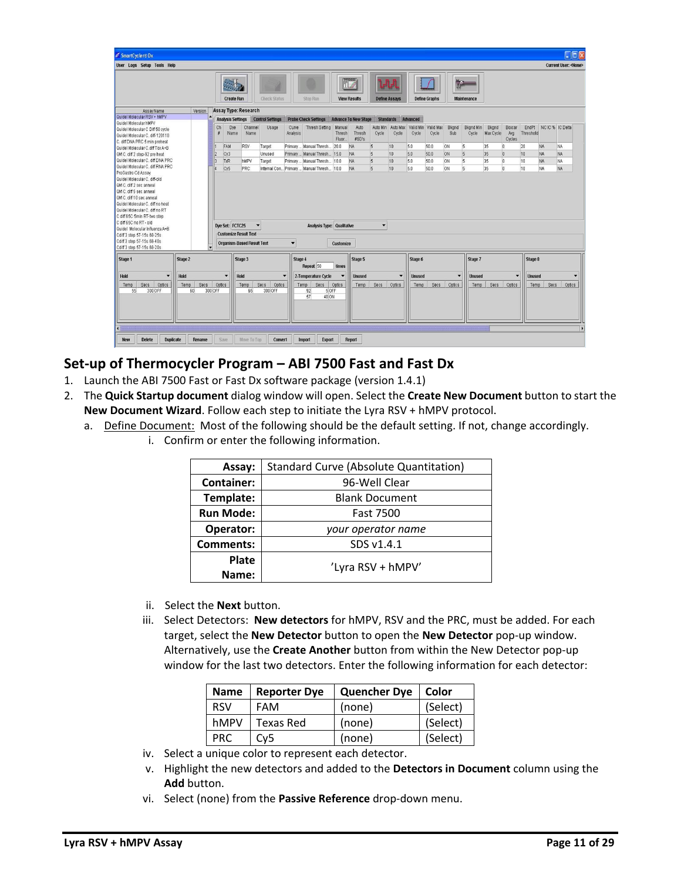## Set-up of Thermocycler Program – ABI 7500 Fast and Fast Dx

1. Launch the ABI 7500 Fast or Fast Dx software package (version 1.4.1)
2. The **Quick Startup document** dialog window will open. Select the **Create New Document** button to start the **New Document Wizard**. Follow each step to initiate the Lyra RSV + hMPV protocol.
   a. Define Document: Most of the following should be the default setting. If not, change accordingly.
      i. Confirm or enter the following information.

| | |
|---:|:---:|
| **Assay:** | Standard Curve (Absolute Quantitation) |
| **Container:** | 96-Well Clear |
| **Template:** | Blank Document |
| **Run Mode:** | Fast 7500 |
| **Operator:** | *your operator name* |
| **Comments:** | SDS v1.4.1 |
| **Plate Name:** | 'Lyra RSV + hMPV' |

      ii. Select the **Next** button.
      iii. Select Detectors: **New detectors** for hMPV, RSV and the PRC, must be added. For each target, select the **New Detector** button to open the **New Detector** pop-up window. Alternatively, use the **Create Another** button from within the New Detector pop-up window for the last two detectors. Enter the following information for each detector:

| Name | Reporter Dye | Quencher Dye | Color |
|---|---|---|---|
| RSV | FAM | (none) | (Select) |
| hMPV | Texas Red | (none) | (Select) |
| PRC | Cy5 | (none) | (Select) |

      iv. Select a unique color to represent each detector.
      v. Highlight the new detectors and added to the **Detectors in Document** column using the **Add** button.
      vi. Select (none) from the **Passive Reference** drop-down menu.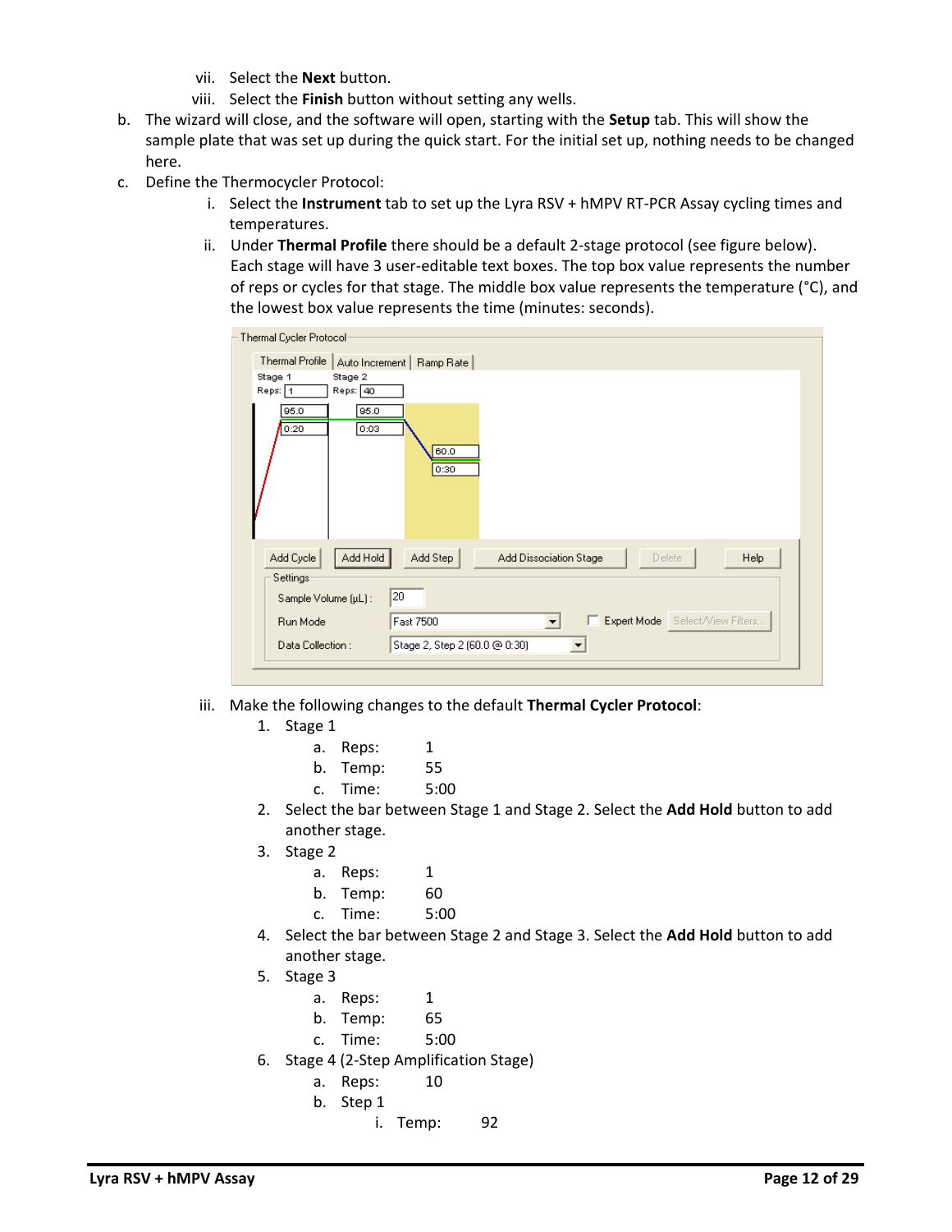vii. Select the **Next** button.

viii. Select the **Finish** button without setting any wells.

b. The wizard will close, and the software will open, starting with the **Setup** tab. This will show the sample plate that was set up during the quick start. For the initial set up, nothing needs to be changed here.

c. Define the Thermocycler Protocol:

   i. Select the **Instrument** tab to set up the Lyra RSV + hMPV RT-PCR Assay cycling times and temperatures.

   ii. Under **Thermal Profile** there should be a default 2-stage protocol (see figure below). Each stage will have 3 user-editable text boxes. The top box value represents the number of reps or cycles for that stage. The middle box value represents the temperature (°C), and the lowest box value represents the time (minutes: seconds).

   iii. Make the following changes to the default **Thermal Cycler Protocol**:

      1. Stage 1
         a. Reps: 1
         b. Temp: 55
         c. Time: 5:00
      2. Select the bar between Stage 1 and Stage 2. Select the **Add Hold** button to add another stage.
      3. Stage 2
         a. Reps: 1
         b. Temp: 60
         c. Time: 5:00
      4. Select the bar between Stage 2 and Stage 3. Select the **Add Hold** button to add another stage.
      5. Stage 3
         a. Reps: 1
         b. Temp: 65
         c. Time: 5:00
      6. Stage 4 (2-Step Amplification Stage)
         a. Reps: 10
         b. Step 1
            i. Temp: 92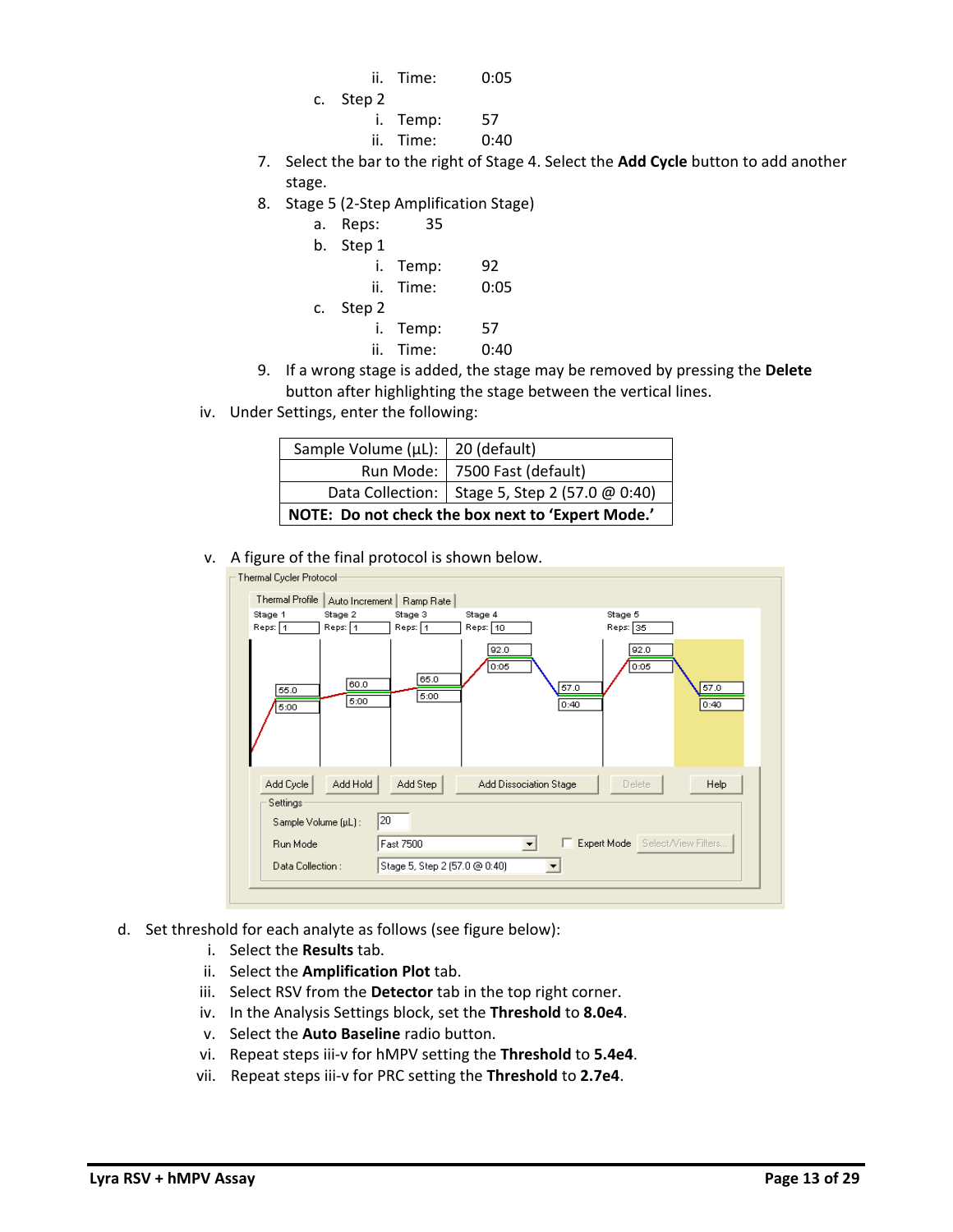ii. Time: 0:05

c. Step 2

i. Temp: 57

ii. Time: 0:40

7. Select the bar to the right of Stage 4. Select the **Add Cycle** button to add another stage.
8. Stage 5 (2-Step Amplification Stage)
   a. Reps: 35
   b. Step 1
      i. Temp: 92
      ii. Time: 0:05
   c. Step 2
      i. Temp: 57
      ii. Time: 0:40
9. If a wrong stage is added, the stage may be removed by pressing the **Delete** button after highlighting the stage between the vertical lines.

iv. Under Settings, enter the following:

| Sample Volume (µL): | 20 (default) |
|---:|---|
| Run Mode: | 7500 Fast (default) |
| Data Collection: | Stage 5, Step 2 (57.0 @ 0:40) |
| **NOTE: Do not check the box next to 'Expert Mode.'** | |

v. A figure of the final protocol is shown below.

d. Set threshold for each analyte as follows (see figure below):
   i. Select the **Results** tab.
   ii. Select the **Amplification Plot** tab.
   iii. Select RSV from the **Detector** tab in the top right corner.
   iv. In the Analysis Settings block, set the **Threshold** to **8.0e4**.
   v. Select the **Auto Baseline** radio button.
   vi. Repeat steps iii-v for hMPV setting the **Threshold** to **5.4e4**.
   vii. Repeat steps iii-v for PRC setting the **Threshold** to **2.7e4**.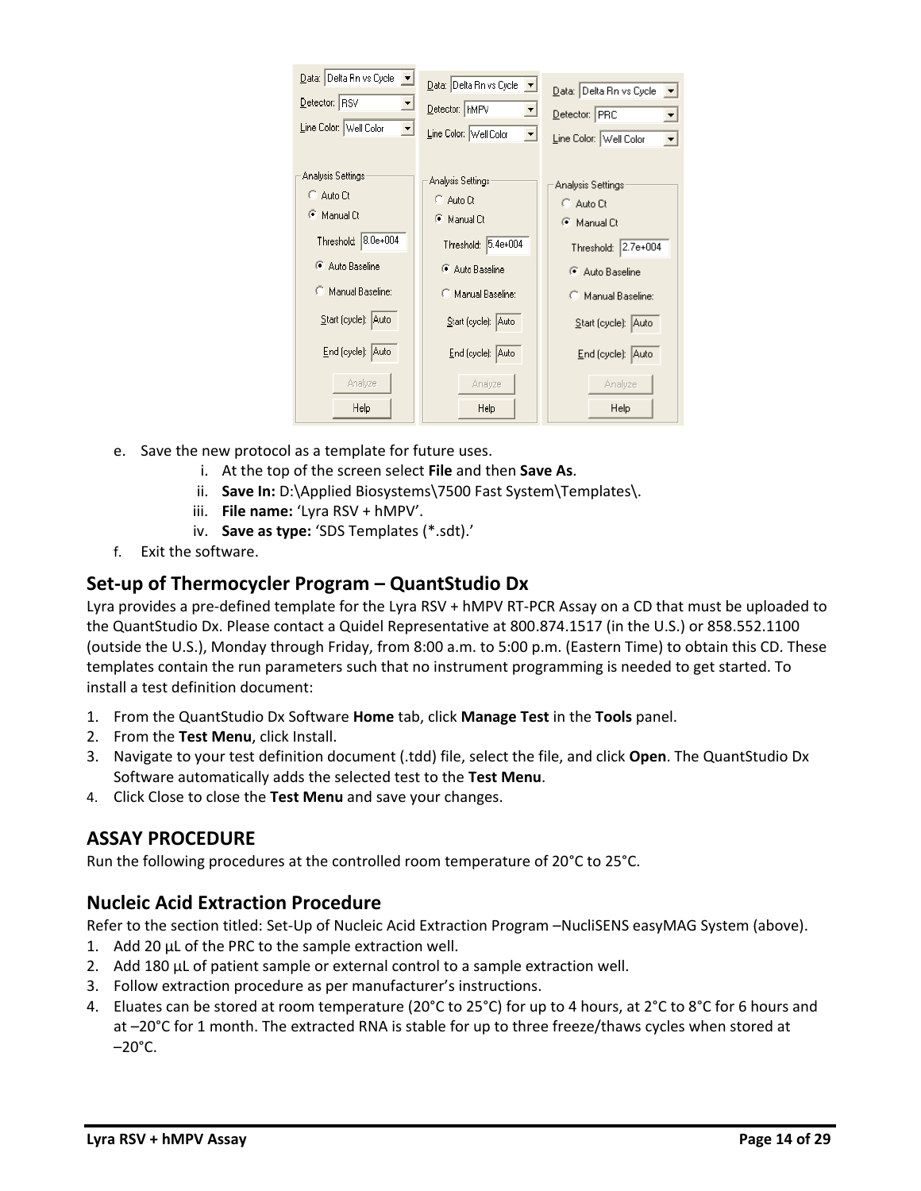e. Save the new protocol as a template for future uses.
   i. At the top of the screen select **File** and then **Save As**.
   ii. **Save In:** D:\Applied Biosystems\7500 Fast System\Templates\.
   iii. **File name:** 'Lyra RSV + hMPV'.
   iv. **Save as type:** 'SDS Templates (*.sdt).'

f. Exit the software.

## Set-up of Thermocycler Program – QuantStudio Dx

Lyra provides a pre-defined template for the Lyra RSV + hMPV RT-PCR Assay on a CD that must be uploaded to the QuantStudio Dx. Please contact a Quidel Representative at 800.874.1517 (in the U.S.) or 858.552.1100 (outside the U.S.), Monday through Friday, from 8:00 a.m. to 5:00 p.m. (Eastern Time) to obtain this CD. These templates contain the run parameters such that no instrument programming is needed to get started. To install a test definition document:

1. From the QuantStudio Dx Software **Home** tab, click **Manage Test** in the **Tools** panel.
2. From the **Test Menu**, click Install.
3. Navigate to your test definition document (.tdd) file, select the file, and click **Open**. The QuantStudio Dx Software automatically adds the selected test to the **Test Menu**.
4. Click Close to close the **Test Menu** and save your changes.

## ASSAY PROCEDURE

Run the following procedures at the controlled room temperature of 20°C to 25°C.

## Nucleic Acid Extraction Procedure

Refer to the section titled: Set-Up of Nucleic Acid Extraction Program –NucliSENS easyMAG System (above).

1. Add 20 µL of the PRC to the sample extraction well.
2. Add 180 µL of patient sample or external control to a sample extraction well.
3. Follow extraction procedure as per manufacturer's instructions.
4. Eluates can be stored at room temperature (20°C to 25°C) for up to 4 hours, at 2°C to 8°C for 6 hours and at –20°C for 1 month. The extracted RNA is stable for up to three freeze/thaws cycles when stored at –20°C.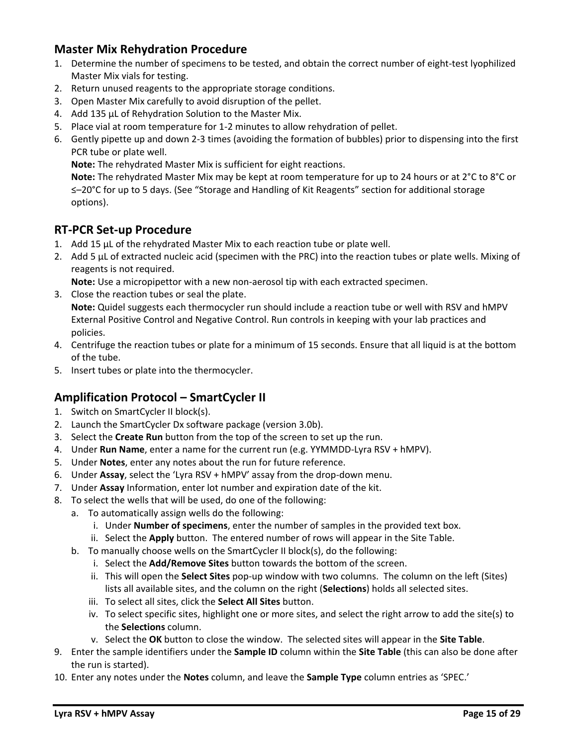## Master Mix Rehydration Procedure

1. Determine the number of specimens to be tested, and obtain the correct number of eight-test lyophilized Master Mix vials for testing.
2. Return unused reagents to the appropriate storage conditions.
3. Open Master Mix carefully to avoid disruption of the pellet.
4. Add 135 µL of Rehydration Solution to the Master Mix.
5. Place vial at room temperature for 1-2 minutes to allow rehydration of pellet.
6. Gently pipette up and down 2-3 times (avoiding the formation of bubbles) prior to dispensing into the first PCR tube or plate well.
   **Note:** The rehydrated Master Mix is sufficient for eight reactions.
   **Note:** The rehydrated Master Mix may be kept at room temperature for up to 24 hours or at 2°C to 8°C or ≤–20°C for up to 5 days. (See "Storage and Handling of Kit Reagents" section for additional storage options).

## RT-PCR Set-up Procedure

1. Add 15 µL of the rehydrated Master Mix to each reaction tube or plate well.
2. Add 5 µL of extracted nucleic acid (specimen with the PRC) into the reaction tubes or plate wells. Mixing of reagents is not required.
   **Note:** Use a micropipettor with a new non-aerosol tip with each extracted specimen.
3. Close the reaction tubes or seal the plate.
   **Note:** Quidel suggests each thermocycler run should include a reaction tube or well with RSV and hMPV External Positive Control and Negative Control. Run controls in keeping with your lab practices and policies.
4. Centrifuge the reaction tubes or plate for a minimum of 15 seconds. Ensure that all liquid is at the bottom of the tube.
5. Insert tubes or plate into the thermocycler.

## Amplification Protocol – SmartCycler II

1. Switch on SmartCycler II block(s).
2. Launch the SmartCycler Dx software package (version 3.0b).
3. Select the **Create Run** button from the top of the screen to set up the run.
4. Under **Run Name**, enter a name for the current run (e.g. YYMMDD-Lyra RSV + hMPV).
5. Under **Notes**, enter any notes about the run for future reference.
6. Under **Assay**, select the 'Lyra RSV + hMPV' assay from the drop-down menu.
7. Under **Assay** Information, enter lot number and expiration date of the kit.
8. To select the wells that will be used, do one of the following:
   a. To automatically assign wells do the following:
      i. Under **Number of specimens**, enter the number of samples in the provided text box.
      ii. Select the **Apply** button. The entered number of rows will appear in the Site Table.
   b. To manually choose wells on the SmartCycler II block(s), do the following:
      i. Select the **Add/Remove Sites** button towards the bottom of the screen.
      ii. This will open the **Select Sites** pop-up window with two columns. The column on the left (Sites) lists all available sites, and the column on the right (**Selections**) holds all selected sites.
      iii. To select all sites, click the **Select All Sites** button.
      iv. To select specific sites, highlight one or more sites, and select the right arrow to add the site(s) to the **Selections** column.
      v. Select the **OK** button to close the window. The selected sites will appear in the **Site Table**.
9. Enter the sample identifiers under the **Sample ID** column within the **Site Table** (this can also be done after the run is started).
10. Enter any notes under the **Notes** column, and leave the **Sample Type** column entries as 'SPEC.'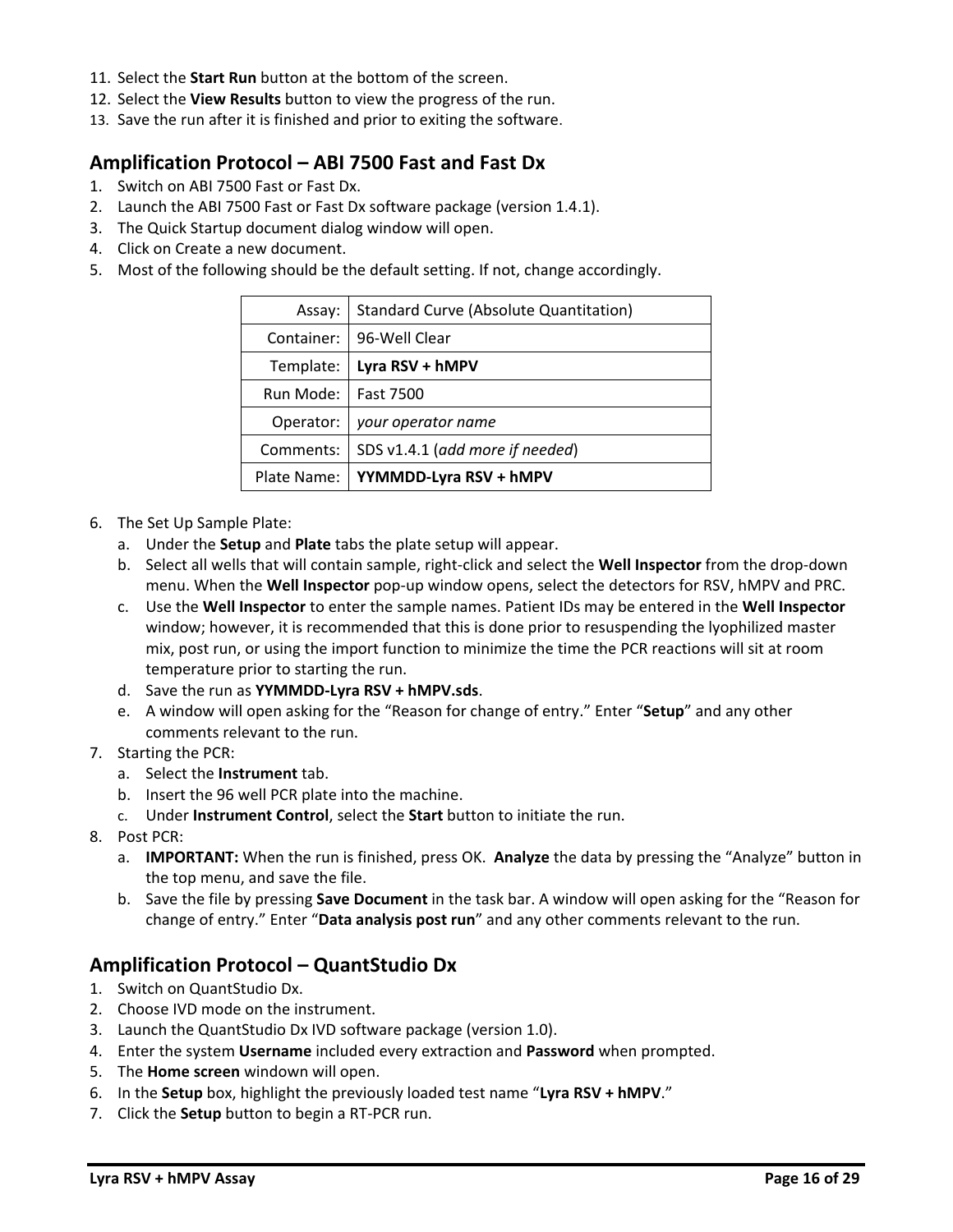11. Select the **Start Run** button at the bottom of the screen.
12. Select the **View Results** button to view the progress of the run.
13. Save the run after it is finished and prior to exiting the software.

## Amplification Protocol – ABI 7500 Fast and Fast Dx

1. Switch on ABI 7500 Fast or Fast Dx.
2. Launch the ABI 7500 Fast or Fast Dx software package (version 1.4.1).
3. The Quick Startup document dialog window will open.
4. Click on Create a new document.
5. Most of the following should be the default setting. If not, change accordingly.

| | |
|---|---|
| Assay: | Standard Curve (Absolute Quantitation) |
| Container: | 96-Well Clear |
| Template: | **Lyra RSV + hMPV** |
| Run Mode: | Fast 7500 |
| Operator: | *your operator name* |
| Comments: | SDS v1.4.1 (*add more if needed*) |
| Plate Name: | **YYMMDD-Lyra RSV + hMPV** |

6. The Set Up Sample Plate:
   a. Under the **Setup** and **Plate** tabs the plate setup will appear.
   b. Select all wells that will contain sample, right-click and select the **Well Inspector** from the drop-down menu. When the **Well Inspector** pop-up window opens, select the detectors for RSV, hMPV and PRC.
   c. Use the **Well Inspector** to enter the sample names. Patient IDs may be entered in the **Well Inspector** window; however, it is recommended that this is done prior to resuspending the lyophilized master mix, post run, or using the import function to minimize the time the PCR reactions will sit at room temperature prior to starting the run.
   d. Save the run as **YYMMDD-Lyra RSV + hMPV.sds**.
   e. A window will open asking for the "Reason for change of entry." Enter "**Setup**" and any other comments relevant to the run.
7. Starting the PCR:
   a. Select the **Instrument** tab.
   b. Insert the 96 well PCR plate into the machine.
   c. Under **Instrument Control**, select the **Start** button to initiate the run.
8. Post PCR:
   a. **IMPORTANT:** When the run is finished, press OK. **Analyze** the data by pressing the "Analyze" button in the top menu, and save the file.
   b. Save the file by pressing **Save Document** in the task bar. A window will open asking for the "Reason for change of entry." Enter "**Data analysis post run**" and any other comments relevant to the run.

## Amplification Protocol – QuantStudio Dx

1. Switch on QuantStudio Dx.
2. Choose IVD mode on the instrument.
3. Launch the QuantStudio Dx IVD software package (version 1.0).
4. Enter the system **Username** included every extraction and **Password** when prompted.
5. The **Home screen** windown will open.
6. In the **Setup** box, highlight the previously loaded test name "**Lyra RSV + hMPV**."
7. Click the **Setup** button to begin a RT-PCR run.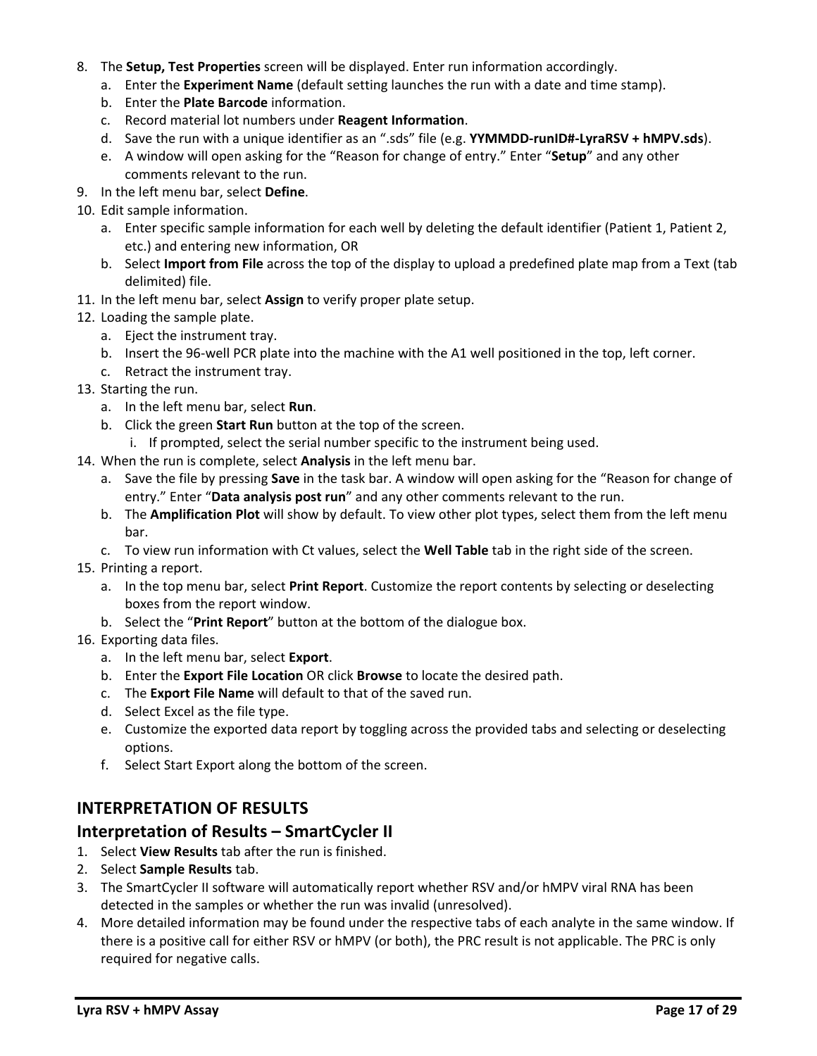8. The **Setup, Test Properties** screen will be displayed. Enter run information accordingly.
   a. Enter the **Experiment Name** (default setting launches the run with a date and time stamp).
   b. Enter the **Plate Barcode** information.
   c. Record material lot numbers under **Reagent Information**.
   d. Save the run with a unique identifier as an ".sds" file (e.g. **YYMMDD-runID#-LyraRSV + hMPV.sds**).
   e. A window will open asking for the "Reason for change of entry." Enter "**Setup**" and any other comments relevant to the run.
9. In the left menu bar, select **Define**.
10. Edit sample information.
    a. Enter specific sample information for each well by deleting the default identifier (Patient 1, Patient 2, etc.) and entering new information, OR
    b. Select **Import from File** across the top of the display to upload a predefined plate map from a Text (tab delimited) file.
11. In the left menu bar, select **Assign** to verify proper plate setup.
12. Loading the sample plate.
    a. Eject the instrument tray.
    b. Insert the 96-well PCR plate into the machine with the A1 well positioned in the top, left corner.
    c. Retract the instrument tray.
13. Starting the run.
    a. In the left menu bar, select **Run**.
    b. Click the green **Start Run** button at the top of the screen.
       i. If prompted, select the serial number specific to the instrument being used.
14. When the run is complete, select **Analysis** in the left menu bar.
    a. Save the file by pressing **Save** in the task bar. A window will open asking for the "Reason for change of entry." Enter "**Data analysis post run**" and any other comments relevant to the run.
    b. The **Amplification Plot** will show by default. To view other plot types, select them from the left menu bar.
    c. To view run information with Ct values, select the **Well Table** tab in the right side of the screen.
15. Printing a report.
    a. In the top menu bar, select **Print Report**. Customize the report contents by selecting or deselecting boxes from the report window.
    b. Select the "**Print Report**" button at the bottom of the dialogue box.
16. Exporting data files.
    a. In the left menu bar, select **Export**.
    b. Enter the **Export File Location** OR click **Browse** to locate the desired path.
    c. The **Export File Name** will default to that of the saved run.
    d. Select Excel as the file type.
    e. Customize the exported data report by toggling across the provided tabs and selecting or deselecting options.
    f. Select Start Export along the bottom of the screen.

# INTERPRETATION OF RESULTS

## Interpretation of Results – SmartCycler II

1. Select **View Results** tab after the run is finished.
2. Select **Sample Results** tab.
3. The SmartCycler II software will automatically report whether RSV and/or hMPV viral RNA has been detected in the samples or whether the run was invalid (unresolved).
4. More detailed information may be found under the respective tabs of each analyte in the same window. If there is a positive call for either RSV or hMPV (or both), the PRC result is not applicable. The PRC is only required for negative calls.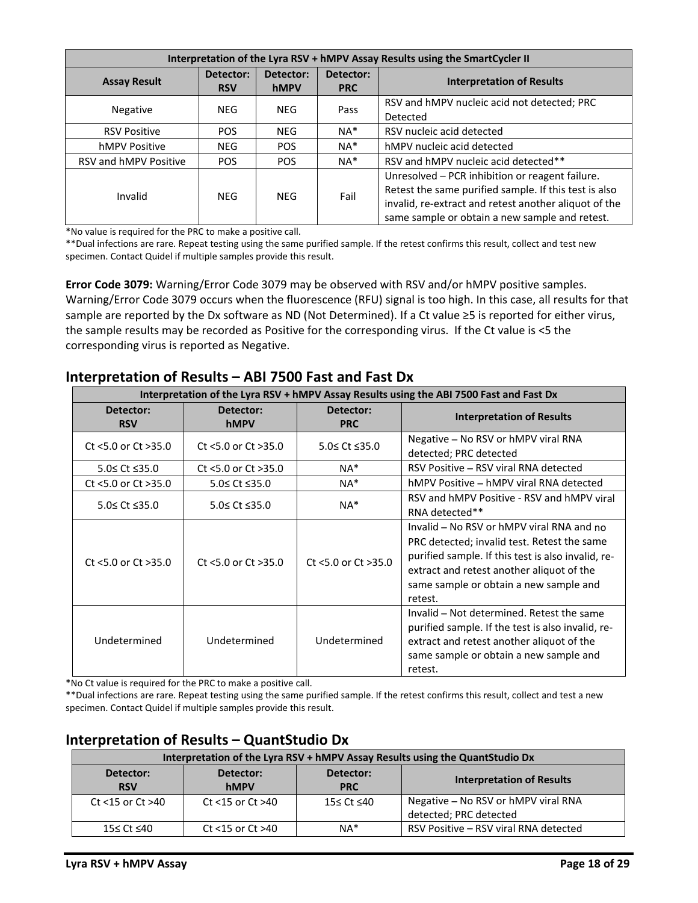| Interpretation of the Lyra RSV + hMPV Assay Results using the SmartCycler II | | | | |
|---|---|---|---|---|
| **Assay Result** | **Detector: RSV** | **Detector: hMPV** | **Detector: PRC** | **Interpretation of Results** |
| Negative | NEG | NEG | Pass | RSV and hMPV nucleic acid not detected; PRC Detected |
| RSV Positive | POS | NEG | NA* | RSV nucleic acid detected |
| hMPV Positive | NEG | POS | NA* | hMPV nucleic acid detected |
| RSV and hMPV Positive | POS | POS | NA* | RSV and hMPV nucleic acid detected** |
| Invalid | NEG | NEG | Fail | Unresolved – PCR inhibition or reagent failure. Retest the same purified sample. If this test is also invalid, re-extract and retest another aliquot of the same sample or obtain a new sample and retest. |

*No value is required for the PRC to make a positive call.

**Dual infections are rare. Repeat testing using the same purified sample. If the retest confirms this result, collect and test new specimen. Contact Quidel if multiple samples provide this result.

**Error Code 3079:** Warning/Error Code 3079 may be observed with RSV and/or hMPV positive samples. Warning/Error Code 3079 occurs when the fluorescence (RFU) signal is too high. In this case, all results for that sample are reported by the Dx software as ND (Not Determined). If a Ct value ≥5 is reported for either virus, the sample results may be recorded as Positive for the corresponding virus. If the Ct value is <5 the corresponding virus is reported as Negative.

## Interpretation of Results – ABI 7500 Fast and Fast Dx

| Interpretation of the Lyra RSV + hMPV Assay Results using the ABI 7500 Fast and Fast Dx | | | |
|---|---|---|---|
| **Detector: RSV** | **Detector: hMPV** | **Detector: PRC** | **Interpretation of Results** |
| Ct <5.0 or Ct >35.0 | Ct <5.0 or Ct >35.0 | 5.0≤ Ct ≤35.0 | Negative – No RSV or hMPV viral RNA detected; PRC detected |
| 5.0≤ Ct ≤35.0 | Ct <5.0 or Ct >35.0 | NA* | RSV Positive – RSV viral RNA detected |
| Ct <5.0 or Ct >35.0 | 5.0≤ Ct ≤35.0 | NA* | hMPV Positive – hMPV viral RNA detected |
| 5.0≤ Ct ≤35.0 | 5.0≤ Ct ≤35.0 | NA* | RSV and hMPV Positive - RSV and hMPV viral RNA detected** |
| Ct <5.0 or Ct >35.0 | Ct <5.0 or Ct >35.0 | Ct <5.0 or Ct >35.0 | Invalid – No RSV or hMPV viral RNA and no PRC detected; invalid test. Retest the same purified sample. If this test is also invalid, re-extract and retest another aliquot of the same sample or obtain a new sample and retest. |
| Undetermined | Undetermined | Undetermined | Invalid – Not determined. Retest the same purified sample. If the test is also invalid, re-extract and retest another aliquot of the same sample or obtain a new sample and retest. |

*No Ct value is required for the PRC to make a positive call.

**Dual infections are rare. Repeat testing using the same purified sample. If the retest confirms this result, collect and test a new specimen. Contact Quidel if multiple samples provide this result.

## Interpretation of Results – QuantStudio Dx

| Interpretation of the Lyra RSV + hMPV Assay Results using the QuantStudio Dx | | | |
|---|---|---|---|
| **Detector: RSV** | **Detector: hMPV** | **Detector: PRC** | **Interpretation of Results** |
| Ct <15 or Ct >40 | Ct <15 or Ct >40 | 15≤ Ct ≤40 | Negative – No RSV or hMPV viral RNA detected; PRC detected |
| 15≤ Ct ≤40 | Ct <15 or Ct >40 | NA* | RSV Positive – RSV viral RNA detected |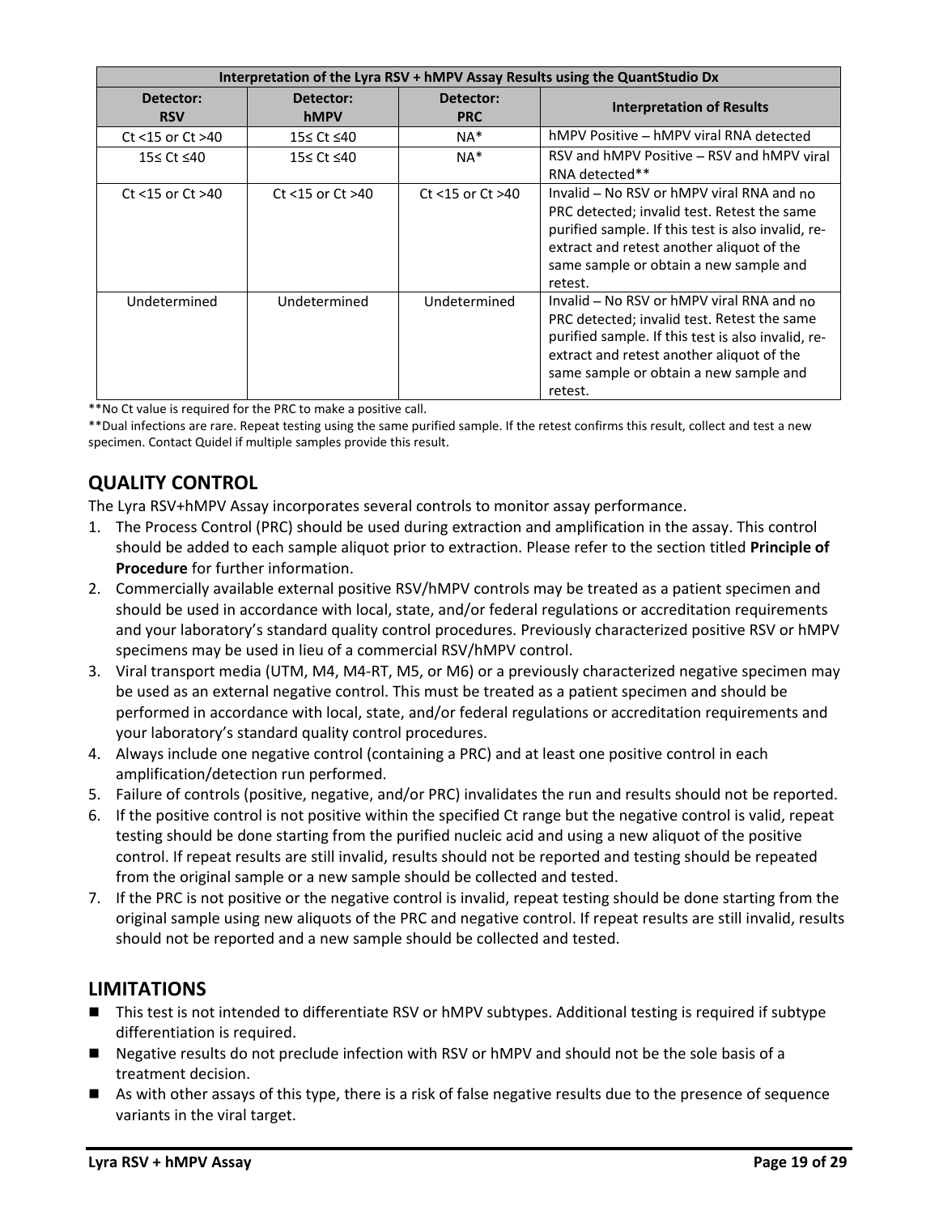| Interpretation of the Lyra RSV + hMPV Assay Results using the QuantStudio Dx | | | |
|---|---|---|---|
| **Detector: RSV** | **Detector: hMPV** | **Detector: PRC** | **Interpretation of Results** |
| Ct <15 or Ct >40 | 15≤ Ct ≤40 | NA* | hMPV Positive – hMPV viral RNA detected |
| 15≤ Ct ≤40 | 15≤ Ct ≤40 | NA* | RSV and hMPV Positive – RSV and hMPV viral RNA detected** |
| Ct <15 or Ct >40 | Ct <15 or Ct >40 | Ct <15 or Ct >40 | Invalid – No RSV or hMPV viral RNA and no PRC detected; invalid test. Retest the same purified sample. If this test is also invalid, re-extract and retest another aliquot of the same sample or obtain a new sample and retest. |
| Undetermined | Undetermined | Undetermined | Invalid – No RSV or hMPV viral RNA and no PRC detected; invalid test. Retest the same purified sample. If this test is also invalid, re-extract and retest another aliquot of the same sample or obtain a new sample and retest. |

**No Ct value is required for the PRC to make a positive call.

**Dual infections are rare. Repeat testing using the same purified sample. If the retest confirms this result, collect and test a new specimen. Contact Quidel if multiple samples provide this result.

## QUALITY CONTROL

The Lyra RSV+hMPV Assay incorporates several controls to monitor assay performance.

1. The Process Control (PRC) should be used during extraction and amplification in the assay. This control should be added to each sample aliquot prior to extraction. Please refer to the section titled **Principle of Procedure** for further information.
2. Commercially available external positive RSV/hMPV controls may be treated as a patient specimen and should be used in accordance with local, state, and/or federal regulations or accreditation requirements and your laboratory's standard quality control procedures. Previously characterized positive RSV or hMPV specimens may be used in lieu of a commercial RSV/hMPV control.
3. Viral transport media (UTM, M4, M4-RT, M5, or M6) or a previously characterized negative specimen may be used as an external negative control. This must be treated as a patient specimen and should be performed in accordance with local, state, and/or federal regulations or accreditation requirements and your laboratory's standard quality control procedures.
4. Always include one negative control (containing a PRC) and at least one positive control in each amplification/detection run performed.
5. Failure of controls (positive, negative, and/or PRC) invalidates the run and results should not be reported.
6. If the positive control is not positive within the specified Ct range but the negative control is valid, repeat testing should be done starting from the purified nucleic acid and using a new aliquot of the positive control. If repeat results are still invalid, results should not be reported and testing should be repeated from the original sample or a new sample should be collected and tested.
7. If the PRC is not positive or the negative control is invalid, repeat testing should be done starting from the original sample using new aliquots of the PRC and negative control. If repeat results are still invalid, results should not be reported and a new sample should be collected and tested.

## LIMITATIONS

- This test is not intended to differentiate RSV or hMPV subtypes. Additional testing is required if subtype differentiation is required.
- Negative results do not preclude infection with RSV or hMPV and should not be the sole basis of a treatment decision.
- As with other assays of this type, there is a risk of false negative results due to the presence of sequence variants in the viral target.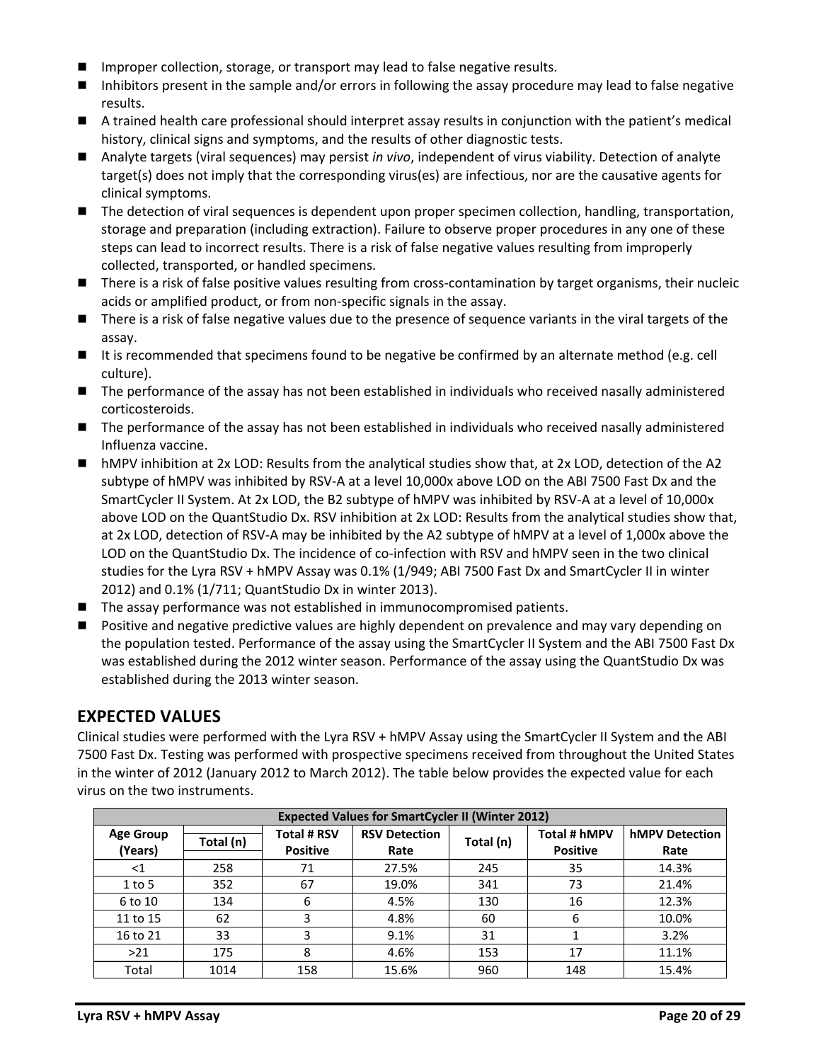- Improper collection, storage, or transport may lead to false negative results.
- Inhibitors present in the sample and/or errors in following the assay procedure may lead to false negative results.
- A trained health care professional should interpret assay results in conjunction with the patient's medical history, clinical signs and symptoms, and the results of other diagnostic tests.
- Analyte targets (viral sequences) may persist *in vivo*, independent of virus viability. Detection of analyte target(s) does not imply that the corresponding virus(es) are infectious, nor are the causative agents for clinical symptoms.
- The detection of viral sequences is dependent upon proper specimen collection, handling, transportation, storage and preparation (including extraction). Failure to observe proper procedures in any one of these steps can lead to incorrect results. There is a risk of false negative values resulting from improperly collected, transported, or handled specimens.
- There is a risk of false positive values resulting from cross-contamination by target organisms, their nucleic acids or amplified product, or from non-specific signals in the assay.
- There is a risk of false negative values due to the presence of sequence variants in the viral targets of the assay.
- It is recommended that specimens found to be negative be confirmed by an alternate method (e.g. cell culture).
- The performance of the assay has not been established in individuals who received nasally administered corticosteroids.
- The performance of the assay has not been established in individuals who received nasally administered Influenza vaccine.
- hMPV inhibition at 2x LOD: Results from the analytical studies show that, at 2x LOD, detection of the A2 subtype of hMPV was inhibited by RSV-A at a level 10,000x above LOD on the ABI 7500 Fast Dx and the SmartCycler II System. At 2x LOD, the B2 subtype of hMPV was inhibited by RSV-A at a level of 10,000x above LOD on the QuantStudio Dx. RSV inhibition at 2x LOD: Results from the analytical studies show that, at 2x LOD, detection of RSV-A may be inhibited by the A2 subtype of hMPV at a level of 1,000x above the LOD on the QuantStudio Dx. The incidence of co-infection with RSV and hMPV seen in the two clinical studies for the Lyra RSV + hMPV Assay was 0.1% (1/949; ABI 7500 Fast Dx and SmartCycler II in winter 2012) and 0.1% (1/711; QuantStudio Dx in winter 2013).
- The assay performance was not established in immunocompromised patients.
- Positive and negative predictive values are highly dependent on prevalence and may vary depending on the population tested. Performance of the assay using the SmartCycler II System and the ABI 7500 Fast Dx was established during the 2012 winter season. Performance of the assay using the QuantStudio Dx was established during the 2013 winter season.

## EXPECTED VALUES

Clinical studies were performed with the Lyra RSV + hMPV Assay using the SmartCycler II System and the ABI 7500 Fast Dx. Testing was performed with prospective specimens received from throughout the United States in the winter of 2012 (January 2012 to March 2012). The table below provides the expected value for each virus on the two instruments.

| Expected Values for SmartCycler II (Winter 2012) | | | | | | |
|---|---|---|---|---|---|---|
| Age Group (Years) | Total (n) | Total # RSV Positive | RSV Detection Rate | Total (n) | Total # hMPV Positive | hMPV Detection Rate |
| <1 | 258 | 71 | 27.5% | 245 | 35 | 14.3% |
| 1 to 5 | 352 | 67 | 19.0% | 341 | 73 | 21.4% |
| 6 to 10 | 134 | 6 | 4.5% | 130 | 16 | 12.3% |
| 11 to 15 | 62 | 3 | 4.8% | 60 | 6 | 10.0% |
| 16 to 21 | 33 | 3 | 9.1% | 31 | 1 | 3.2% |
| >21 | 175 | 8 | 4.6% | 153 | 17 | 11.1% |
| Total | 1014 | 158 | 15.6% | 960 | 148 | 15.4% |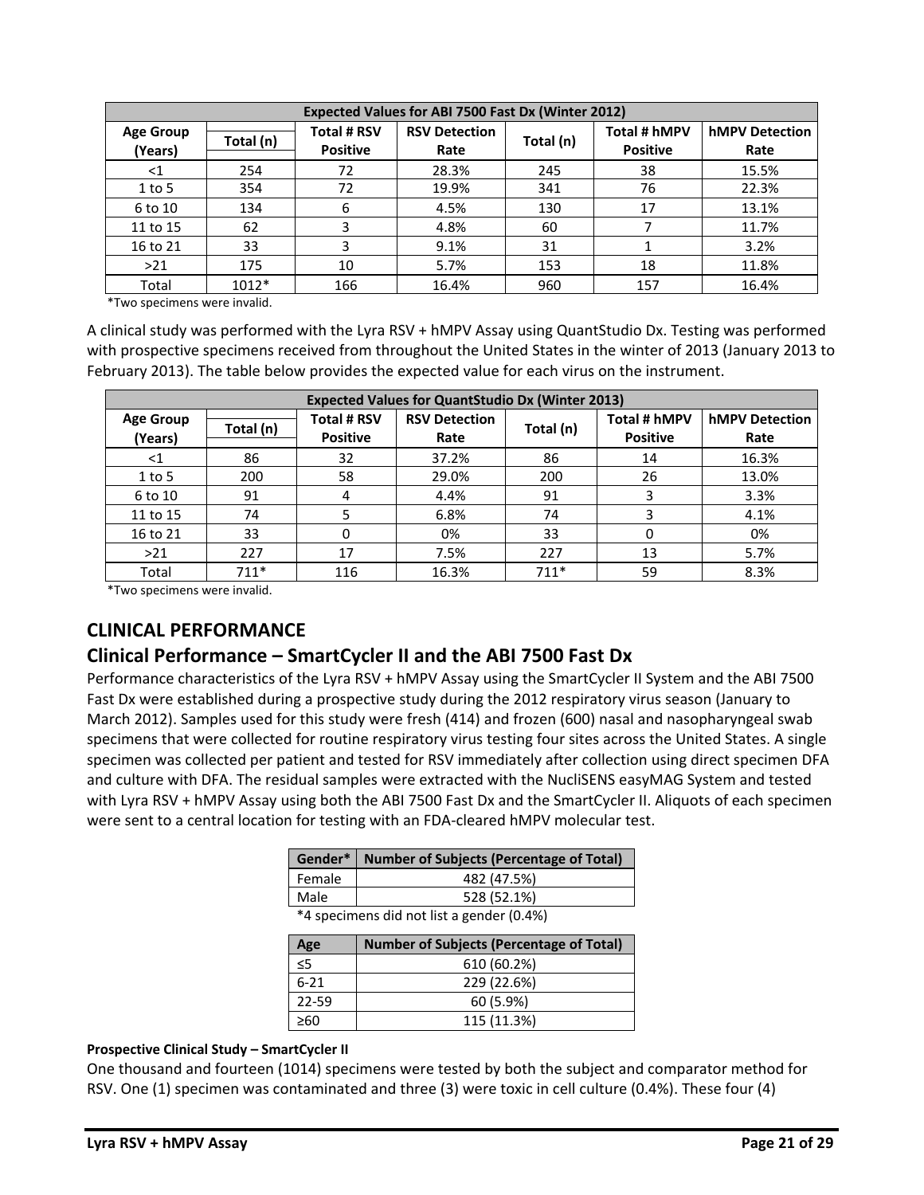| Expected Values for ABI 7500 Fast Dx (Winter 2012) | | | | | | |
|---|---|---|---|---|---|---|
| Age Group (Years) | Total (n) | Total # RSV Positive | RSV Detection Rate | Total (n) | Total # hMPV Positive | hMPV Detection Rate |
| <1 | 254 | 72 | 28.3% | 245 | 38 | 15.5% |
| 1 to 5 | 354 | 72 | 19.9% | 341 | 76 | 22.3% |
| 6 to 10 | 134 | 6 | 4.5% | 130 | 17 | 13.1% |
| 11 to 15 | 62 | 3 | 4.8% | 60 | 7 | 11.7% |
| 16 to 21 | 33 | 3 | 9.1% | 31 | 1 | 3.2% |
| >21 | 175 | 10 | 5.7% | 153 | 18 | 11.8% |
| Total | 1012* | 166 | 16.4% | 960 | 157 | 16.4% |

*Two specimens were invalid.

A clinical study was performed with the Lyra RSV + hMPV Assay using QuantStudio Dx. Testing was performed with prospective specimens received from throughout the United States in the winter of 2013 (January 2013 to February 2013). The table below provides the expected value for each virus on the instrument.

| Expected Values for QuantStudio Dx (Winter 2013) | | | | | | |
|---|---|---|---|---|---|---|
| Age Group (Years) | Total (n) | Total # RSV Positive | RSV Detection Rate | Total (n) | Total # hMPV Positive | hMPV Detection Rate |
| <1 | 86 | 32 | 37.2% | 86 | 14 | 16.3% |
| 1 to 5 | 200 | 58 | 29.0% | 200 | 26 | 13.0% |
| 6 to 10 | 91 | 4 | 4.4% | 91 | 3 | 3.3% |
| 11 to 15 | 74 | 5 | 6.8% | 74 | 3 | 4.1% |
| 16 to 21 | 33 | 0 | 0% | 33 | 0 | 0% |
| >21 | 227 | 17 | 7.5% | 227 | 13 | 5.7% |
| Total | 711* | 116 | 16.3% | 711* | 59 | 8.3% |

*Two specimens were invalid.

# CLINICAL PERFORMANCE

## Clinical Performance – SmartCycler II and the ABI 7500 Fast Dx

Performance characteristics of the Lyra RSV + hMPV Assay using the SmartCycler II System and the ABI 7500 Fast Dx were established during a prospective study during the 2012 respiratory virus season (January to March 2012). Samples used for this study were fresh (414) and frozen (600) nasal and nasopharyngeal swab specimens that were collected for routine respiratory virus testing four sites across the United States. A single specimen was collected per patient and tested for RSV immediately after collection using direct specimen DFA and culture with DFA. The residual samples were extracted with the NucliSENS easyMAG System and tested with Lyra RSV + hMPV Assay using both the ABI 7500 Fast Dx and the SmartCycler II. Aliquots of each specimen were sent to a central location for testing with an FDA-cleared hMPV molecular test.

| Gender* | Number of Subjects (Percentage of Total) |
|---|---|
| Female | 482 (47.5%) |
| Male | 528 (52.1%) |

*4 specimens did not list a gender (0.4%)

| Age | Number of Subjects (Percentage of Total) |
|---|---|
| ≤5 | 610 (60.2%) |
| 6-21 | 229 (22.6%) |
| 22-59 | 60 (5.9%) |
| ≥60 | 115 (11.3%) |

#### Prospective Clinical Study – SmartCycler II

One thousand and fourteen (1014) specimens were tested by both the subject and comparator method for RSV. One (1) specimen was contaminated and three (3) were toxic in cell culture (0.4%). These four (4)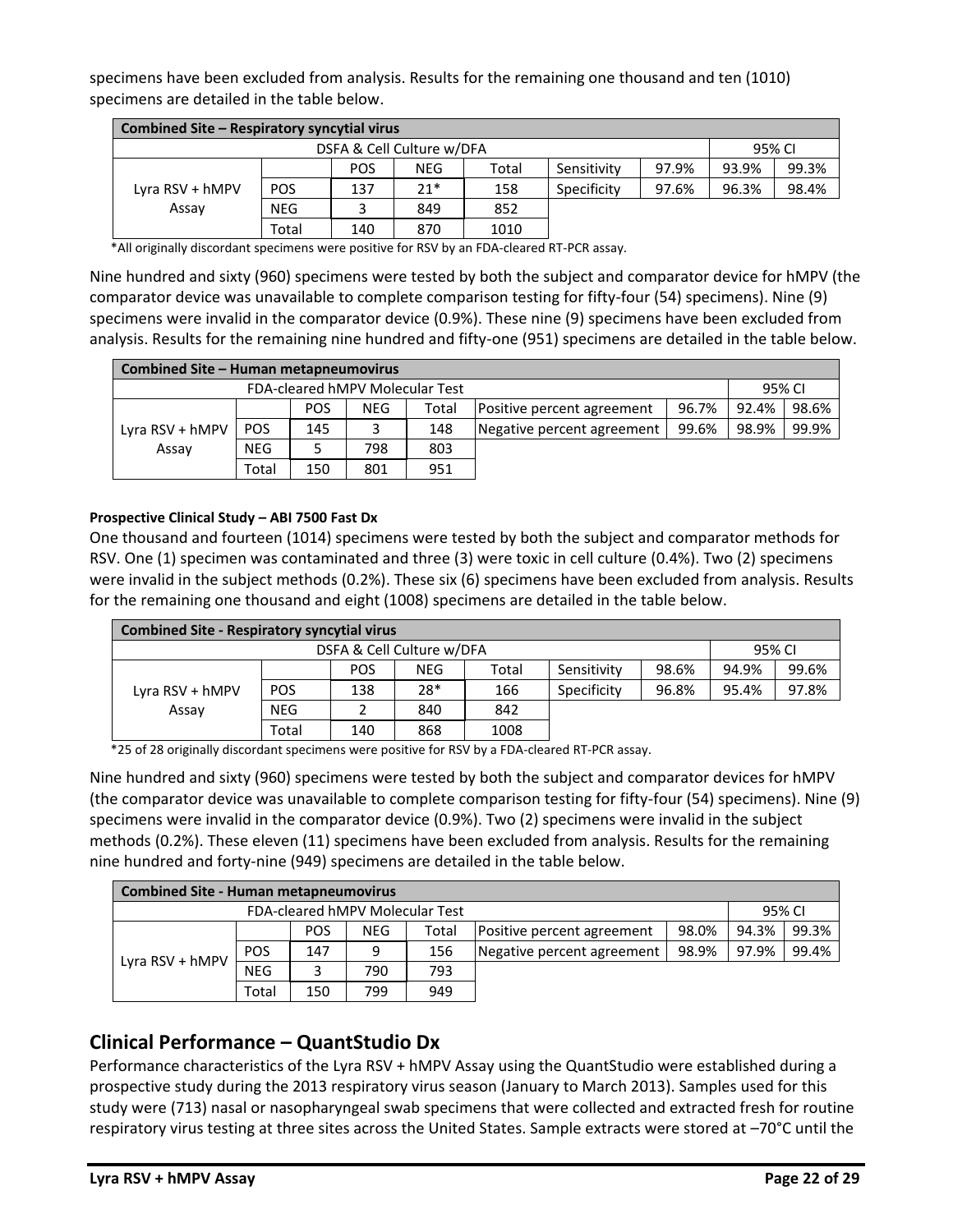specimens have been excluded from analysis. Results for the remaining one thousand and ten (1010) specimens are detailed in the table below.

| Combined Site – Respiratory syncytial virus | | | | | | | | |
|---|---|---|---|---|---|---|---|---|
| | | DSFA & Cell Culture w/DFA | | | | | 95% CI | |
| | | POS | NEG | Total | Sensitivity | 97.9% | 93.9% | 99.3% |
| Lyra RSV + hMPV Assay | POS | 137 | 21* | 158 | Specificity | 97.6% | 96.3% | 98.4% |
| | NEG | 3 | 849 | 852 | | | | |
| | Total | 140 | 870 | 1010 | | | | |

*All originally discordant specimens were positive for RSV by an FDA-cleared RT-PCR assay.

Nine hundred and sixty (960) specimens were tested by both the subject and comparator device for hMPV (the comparator device was unavailable to complete comparison testing for fifty-four (54) specimens). Nine (9) specimens were invalid in the comparator device (0.9%). These nine (9) specimens have been excluded from analysis. Results for the remaining nine hundred and fifty-one (951) specimens are detailed in the table below.

| Combined Site – Human metapneumovirus | | | | | | | | |
|---|---|---|---|---|---|---|---|---|
| | | FDA-cleared hMPV Molecular Test | | | | | 95% CI | |
| | | POS | NEG | Total | Positive percent agreement | 96.7% | 92.4% | 98.6% |
| Lyra RSV + hMPV Assay | POS | 145 | 3 | 148 | Negative percent agreement | 99.6% | 98.9% | 99.9% |
| | NEG | 5 | 798 | 803 | | | | |
| | Total | 150 | 801 | 951 | | | | |

#### Prospective Clinical Study – ABI 7500 Fast Dx

One thousand and fourteen (1014) specimens were tested by both the subject and comparator methods for RSV. One (1) specimen was contaminated and three (3) were toxic in cell culture (0.4%). Two (2) specimens were invalid in the subject methods (0.2%). These six (6) specimens have been excluded from analysis. Results for the remaining one thousand and eight (1008) specimens are detailed in the table below.

| Combined Site - Respiratory syncytial virus | | | | | | | | |
|---|---|---|---|---|---|---|---|---|
| | | DSFA & Cell Culture w/DFA | | | | | 95% CI | |
| | | POS | NEG | Total | Sensitivity | 98.6% | 94.9% | 99.6% |
| Lyra RSV + hMPV Assay | POS | 138 | 28* | 166 | Specificity | 96.8% | 95.4% | 97.8% |
| | NEG | 2 | 840 | 842 | | | | |
| | Total | 140 | 868 | 1008 | | | | |

*25 of 28 originally discordant specimens were positive for RSV by a FDA-cleared RT-PCR assay.

Nine hundred and sixty (960) specimens were tested by both the subject and comparator devices for hMPV (the comparator device was unavailable to complete comparison testing for fifty-four (54) specimens). Nine (9) specimens were invalid in the comparator device (0.9%). Two (2) specimens were invalid in the subject methods (0.2%). These eleven (11) specimens have been excluded from analysis. Results for the remaining nine hundred and forty-nine (949) specimens are detailed in the table below.

| Combined Site - Human metapneumovirus | | | | | | | | |
|---|---|---|---|---|---|---|---|---|
| | | FDA-cleared hMPV Molecular Test | | | | | 95% CI | |
| | | POS | NEG | Total | Positive percent agreement | 98.0% | 94.3% | 99.3% |
| Lyra RSV + hMPV | POS | 147 | 9 | 156 | Negative percent agreement | 98.9% | 97.9% | 99.4% |
| | NEG | 3 | 790 | 793 | | | | |
| | Total | 150 | 799 | 949 | | | | |

## Clinical Performance – QuantStudio Dx

Performance characteristics of the Lyra RSV + hMPV Assay using the QuantStudio were established during a prospective study during the 2013 respiratory virus season (January to March 2013). Samples used for this study were (713) nasal or nasopharyngeal swab specimens that were collected and extracted fresh for routine respiratory virus testing at three sites across the United States. Sample extracts were stored at –70°C until the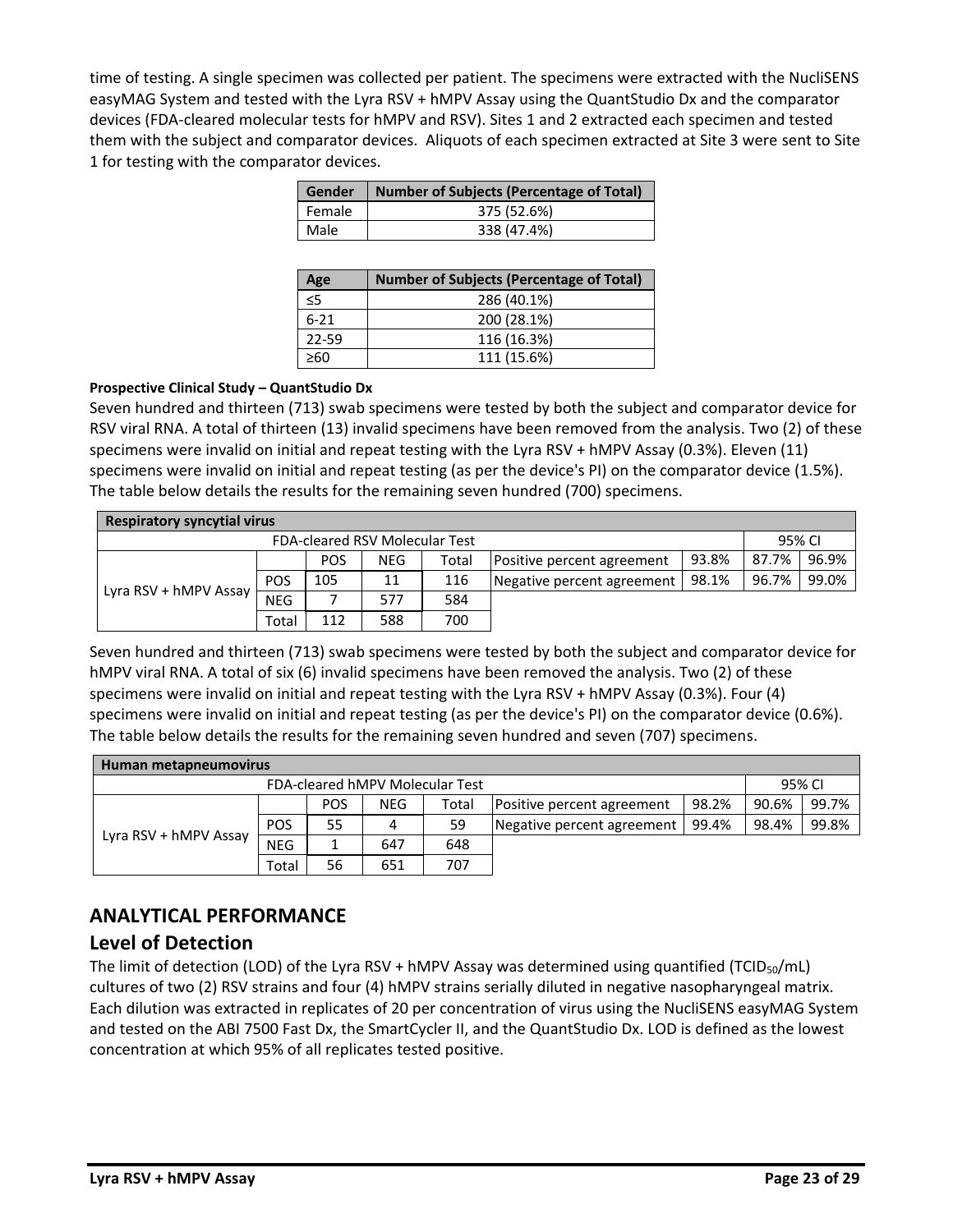time of testing. A single specimen was collected per patient. The specimens were extracted with the NucliSENS easyMAG System and tested with the Lyra RSV + hMPV Assay using the QuantStudio Dx and the comparator devices (FDA-cleared molecular tests for hMPV and RSV). Sites 1 and 2 extracted each specimen and tested them with the subject and comparator devices. Aliquots of each specimen extracted at Site 3 were sent to Site 1 for testing with the comparator devices.

| Gender | Number of Subjects (Percentage of Total) |
|---|---|
| Female | 375 (52.6%) |
| Male | 338 (47.4%) |

| Age | Number of Subjects (Percentage of Total) |
|---|---|
| ≤5 | 286 (40.1%) |
| 6-21 | 200 (28.1%) |
| 22-59 | 116 (16.3%) |
| ≥60 | 111 (15.6%) |

**Prospective Clinical Study – QuantStudio Dx**

Seven hundred and thirteen (713) swab specimens were tested by both the subject and comparator device for RSV viral RNA. A total of thirteen (13) invalid specimens have been removed from the analysis. Two (2) of these specimens were invalid on initial and repeat testing with the Lyra RSV + hMPV Assay (0.3%). Eleven (11) specimens were invalid on initial and repeat testing (as per the device's PI) on the comparator device (1.5%). The table below details the results for the remaining seven hundred (700) specimens.

| Respiratory syncytial virus | | | | | | | | |
|---|---|---|---|---|---|---|---|---|
| | | FDA-cleared RSV Molecular Test | | | | | 95% CI | |
| | | POS | NEG | Total | Positive percent agreement | 93.8% | 87.7% | 96.9% |
| Lyra RSV + hMPV Assay | POS | 105 | 11 | 116 | Negative percent agreement | 98.1% | 96.7% | 99.0% |
| | NEG | 7 | 577 | 584 | | | | |
| | Total | 112 | 588 | 700 | | | | |

Seven hundred and thirteen (713) swab specimens were tested by both the subject and comparator device for hMPV viral RNA. A total of six (6) invalid specimens have been removed the analysis. Two (2) of these specimens were invalid on initial and repeat testing with the Lyra RSV + hMPV Assay (0.3%). Four (4) specimens were invalid on initial and repeat testing (as per the device's PI) on the comparator device (0.6%). The table below details the results for the remaining seven hundred and seven (707) specimens.

| Human metapneumovirus | | | | | | | | |
|---|---|---|---|---|---|---|---|---|
| | | FDA-cleared hMPV Molecular Test | | | | | 95% CI | |
| | | POS | NEG | Total | Positive percent agreement | 98.2% | 90.6% | 99.7% |
| Lyra RSV + hMPV Assay | POS | 55 | 4 | 59 | Negative percent agreement | 99.4% | 98.4% | 99.8% |
| | NEG | 1 | 647 | 648 | | | | |
| | Total | 56 | 651 | 707 | | | | |

## ANALYTICAL PERFORMANCE

## Level of Detection

The limit of detection (LOD) of the Lyra RSV + hMPV Assay was determined using quantified ($TCID_{50}$/mL) cultures of two (2) RSV strains and four (4) hMPV strains serially diluted in negative nasopharyngeal matrix. Each dilution was extracted in replicates of 20 per concentration of virus using the NucliSENS easyMAG System and tested on the ABI 7500 Fast Dx, the SmartCycler II, and the QuantStudio Dx. LOD is defined as the lowest concentration at which 95% of all replicates tested positive.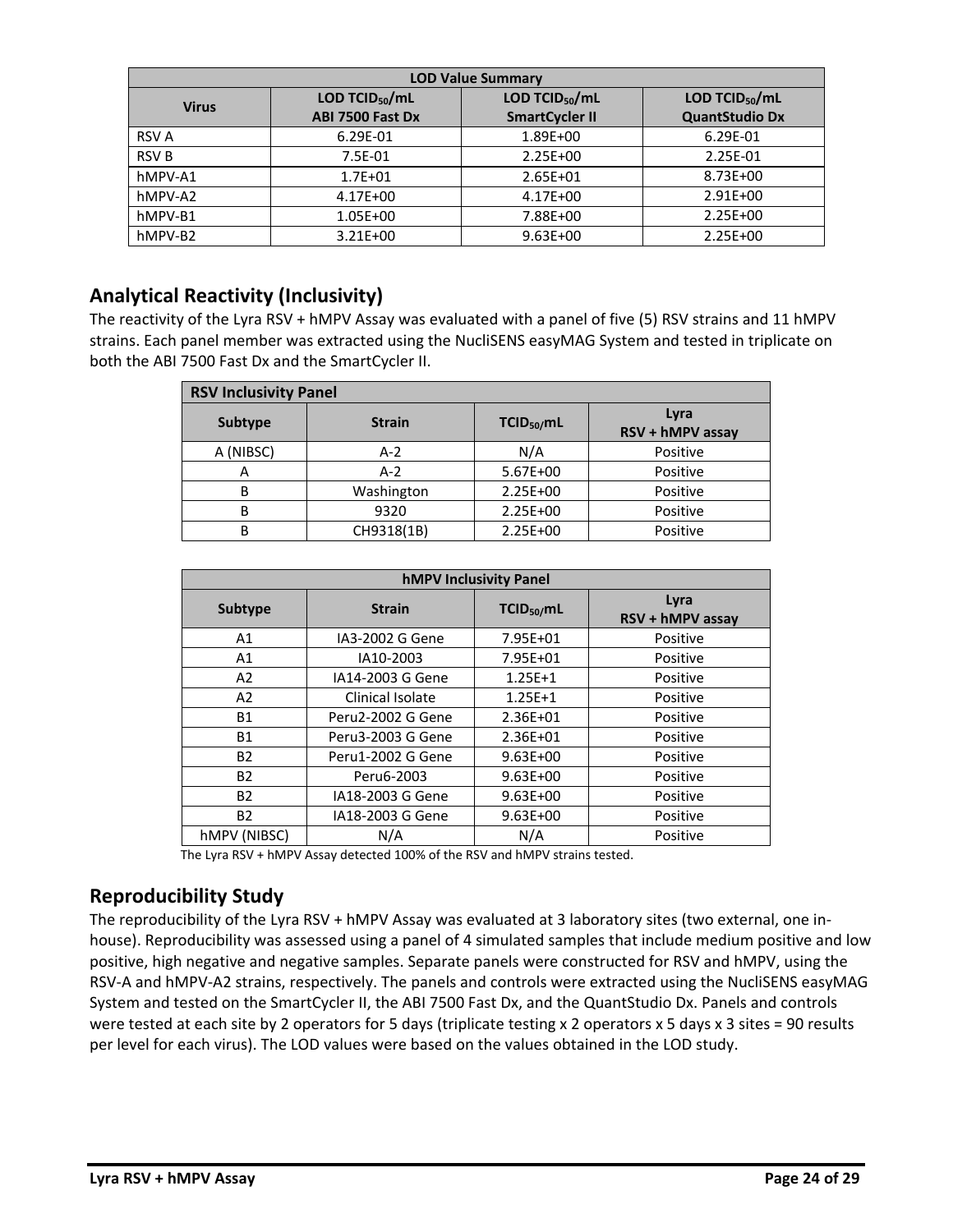| LOD Value Summary | | | |
|---|---|---|---|
| **Virus** | **LOD $TCID_{50}$/mL ABI 7500 Fast Dx** | **LOD $TCID_{50}$/mL SmartCycler II** | **LOD $TCID_{50}$/mL QuantStudio Dx** |
| RSV A | 6.29E-01 | 1.89E+00 | 6.29E-01 |
| RSV B | 7.5E-01 | 2.25E+00 | 2.25E-01 |
| hMPV-A1 | 1.7E+01 | 2.65E+01 | 8.73E+00 |
| hMPV-A2 | 4.17E+00 | 4.17E+00 | 2.91E+00 |
| hMPV-B1 | 1.05E+00 | 7.88E+00 | 2.25E+00 |
| hMPV-B2 | 3.21E+00 | 9.63E+00 | 2.25E+00 |

## Analytical Reactivity (Inclusivity)

The reactivity of the Lyra RSV + hMPV Assay was evaluated with a panel of five (5) RSV strains and 11 hMPV strains. Each panel member was extracted using the NucliSENS easyMAG System and tested in triplicate on both the ABI 7500 Fast Dx and the SmartCycler II.

| RSV Inclusivity Panel | | | |
|---|---|---|---|
| **Subtype** | **Strain** | **$TCID_{50}$/mL** | **Lyra RSV + hMPV assay** |
| A (NIBSC) | A-2 | N/A | Positive |
| A | A-2 | 5.67E+00 | Positive |
| B | Washington | 2.25E+00 | Positive |
| B | 9320 | 2.25E+00 | Positive |
| B | CH9318(1B) | 2.25E+00 | Positive |

| hMPV Inclusivity Panel | | | |
|---|---|---|---|
| **Subtype** | **Strain** | **$TCID_{50}$/mL** | **Lyra RSV + hMPV assay** |
| A1 | IA3-2002 G Gene | 7.95E+01 | Positive |
| A1 | IA10-2003 | 7.95E+01 | Positive |
| A2 | IA14-2003 G Gene | 1.25E+1 | Positive |
| A2 | Clinical Isolate | 1.25E+1 | Positive |
| B1 | Peru2-2002 G Gene | 2.36E+01 | Positive |
| B1 | Peru3-2003 G Gene | 2.36E+01 | Positive |
| B2 | Peru1-2002 G Gene | 9.63E+00 | Positive |
| B2 | Peru6-2003 | 9.63E+00 | Positive |
| B2 | IA18-2003 G Gene | 9.63E+00 | Positive |
| B2 | IA18-2003 G Gene | 9.63E+00 | Positive |
| hMPV (NIBSC) | N/A | N/A | Positive |

The Lyra RSV + hMPV Assay detected 100% of the RSV and hMPV strains tested.

## Reproducibility Study

The reproducibility of the Lyra RSV + hMPV Assay was evaluated at 3 laboratory sites (two external, one in-house). Reproducibility was assessed using a panel of 4 simulated samples that include medium positive and low positive, high negative and negative samples. Separate panels were constructed for RSV and hMPV, using the RSV-A and hMPV-A2 strains, respectively. The panels and controls were extracted using the NucliSENS easyMAG System and tested on the SmartCycler II, the ABI 7500 Fast Dx, and the QuantStudio Dx. Panels and controls were tested at each site by 2 operators for 5 days (triplicate testing x 2 operators x 5 days x 3 sites = 90 results per level for each virus). The LOD values were based on the values obtained in the LOD study.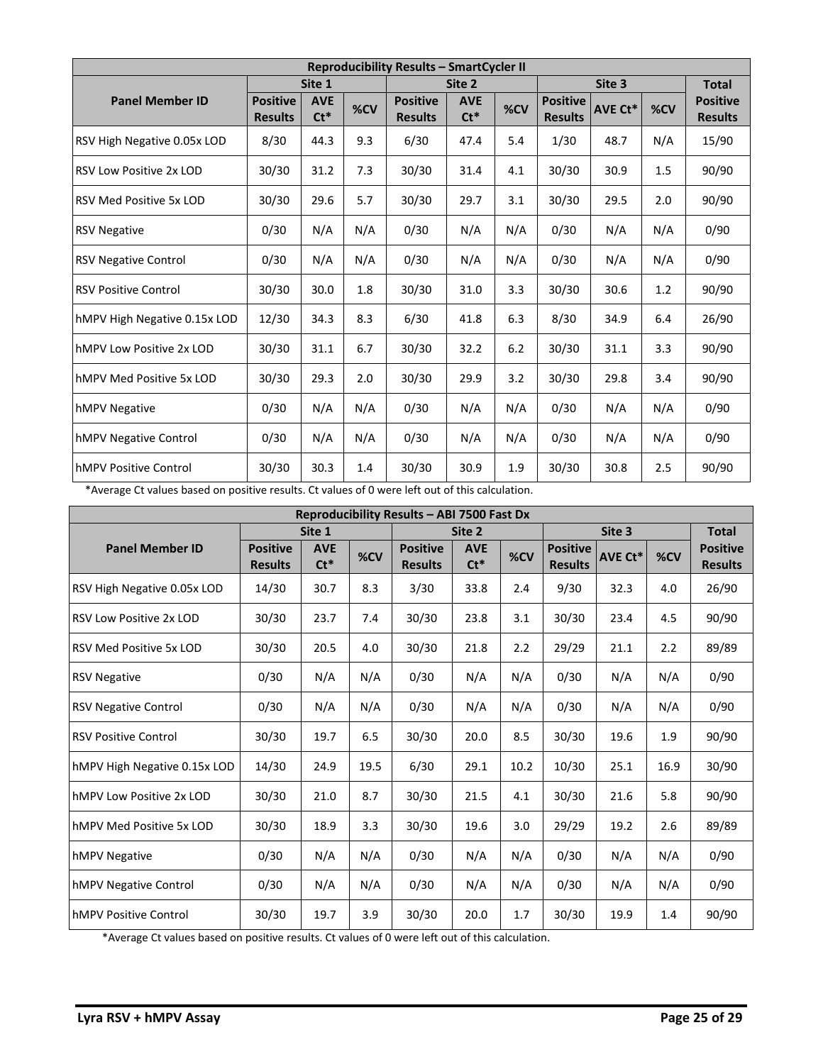| Reproducibility Results – SmartCycler II | | | | | | | | | | |
|---|---|---|---|---|---|---|---|---|---|---|
| **Panel Member ID** | **Site 1** | | | **Site 2** | | | **Site 3** | | | **Total** |
| | **Positive Results** | **AVE Ct*** | **%CV** | **Positive Results** | **AVE Ct*** | **%CV** | **Positive Results** | **AVE Ct*** | **%CV** | **Positive Results** |
| RSV High Negative 0.05x LOD | 8/30 | 44.3 | 9.3 | 6/30 | 47.4 | 5.4 | 1/30 | 48.7 | N/A | 15/90 |
| RSV Low Positive 2x LOD | 30/30 | 31.2 | 7.3 | 30/30 | 31.4 | 4.1 | 30/30 | 30.9 | 1.5 | 90/90 |
| RSV Med Positive 5x LOD | 30/30 | 29.6 | 5.7 | 30/30 | 29.7 | 3.1 | 30/30 | 29.5 | 2.0 | 90/90 |
| RSV Negative | 0/30 | N/A | N/A | 0/30 | N/A | N/A | 0/30 | N/A | N/A | 0/90 |
| RSV Negative Control | 0/30 | N/A | N/A | 0/30 | N/A | N/A | 0/30 | N/A | N/A | 0/90 |
| RSV Positive Control | 30/30 | 30.0 | 1.8 | 30/30 | 31.0 | 3.3 | 30/30 | 30.6 | 1.2 | 90/90 |
| hMPV High Negative 0.15x LOD | 12/30 | 34.3 | 8.3 | 6/30 | 41.8 | 6.3 | 8/30 | 34.9 | 6.4 | 26/90 |
| hMPV Low Positive 2x LOD | 30/30 | 31.1 | 6.7 | 30/30 | 32.2 | 6.2 | 30/30 | 31.1 | 3.3 | 90/90 |
| hMPV Med Positive 5x LOD | 30/30 | 29.3 | 2.0 | 30/30 | 29.9 | 3.2 | 30/30 | 29.8 | 3.4 | 90/90 |
| hMPV Negative | 0/30 | N/A | N/A | 0/30 | N/A | N/A | 0/30 | N/A | N/A | 0/90 |
| hMPV Negative Control | 0/30 | N/A | N/A | 0/30 | N/A | N/A | 0/30 | N/A | N/A | 0/90 |
| hMPV Positive Control | 30/30 | 30.3 | 1.4 | 30/30 | 30.9 | 1.9 | 30/30 | 30.8 | 2.5 | 90/90 |

*Average Ct values based on positive results. Ct values of 0 were left out of this calculation.

| Reproducibility Results – ABI 7500 Fast Dx | | | | | | | | | | |
|---|---|---|---|---|---|---|---|---|---|---|
| **Panel Member ID** | **Site 1** | | | **Site 2** | | | **Site 3** | | | **Total** |
| | **Positive Results** | **AVE Ct*** | **%CV** | **Positive Results** | **AVE Ct*** | **%CV** | **Positive Results** | **AVE Ct*** | **%CV** | **Positive Results** |
| RSV High Negative 0.05x LOD | 14/30 | 30.7 | 8.3 | 3/30 | 33.8 | 2.4 | 9/30 | 32.3 | 4.0 | 26/90 |
| RSV Low Positive 2x LOD | 30/30 | 23.7 | 7.4 | 30/30 | 23.8 | 3.1 | 30/30 | 23.4 | 4.5 | 90/90 |
| RSV Med Positive 5x LOD | 30/30 | 20.5 | 4.0 | 30/30 | 21.8 | 2.2 | 29/29 | 21.1 | 2.2 | 89/89 |
| RSV Negative | 0/30 | N/A | N/A | 0/30 | N/A | N/A | 0/30 | N/A | N/A | 0/90 |
| RSV Negative Control | 0/30 | N/A | N/A | 0/30 | N/A | N/A | 0/30 | N/A | N/A | 0/90 |
| RSV Positive Control | 30/30 | 19.7 | 6.5 | 30/30 | 20.0 | 8.5 | 30/30 | 19.6 | 1.9 | 90/90 |
| hMPV High Negative 0.15x LOD | 14/30 | 24.9 | 19.5 | 6/30 | 29.1 | 10.2 | 10/30 | 25.1 | 16.9 | 30/90 |
| hMPV Low Positive 2x LOD | 30/30 | 21.0 | 8.7 | 30/30 | 21.5 | 4.1 | 30/30 | 21.6 | 5.8 | 90/90 |
| hMPV Med Positive 5x LOD | 30/30 | 18.9 | 3.3 | 30/30 | 19.6 | 3.0 | 29/29 | 19.2 | 2.6 | 89/89 |
| hMPV Negative | 0/30 | N/A | N/A | 0/30 | N/A | N/A | 0/30 | N/A | N/A | 0/90 |
| hMPV Negative Control | 0/30 | N/A | N/A | 0/30 | N/A | N/A | 0/30 | N/A | N/A | 0/90 |
| hMPV Positive Control | 30/30 | 19.7 | 3.9 | 30/30 | 20.0 | 1.7 | 30/30 | 19.9 | 1.4 | 90/90 |

*Average Ct values based on positive results. Ct values of 0 were left out of this calculation.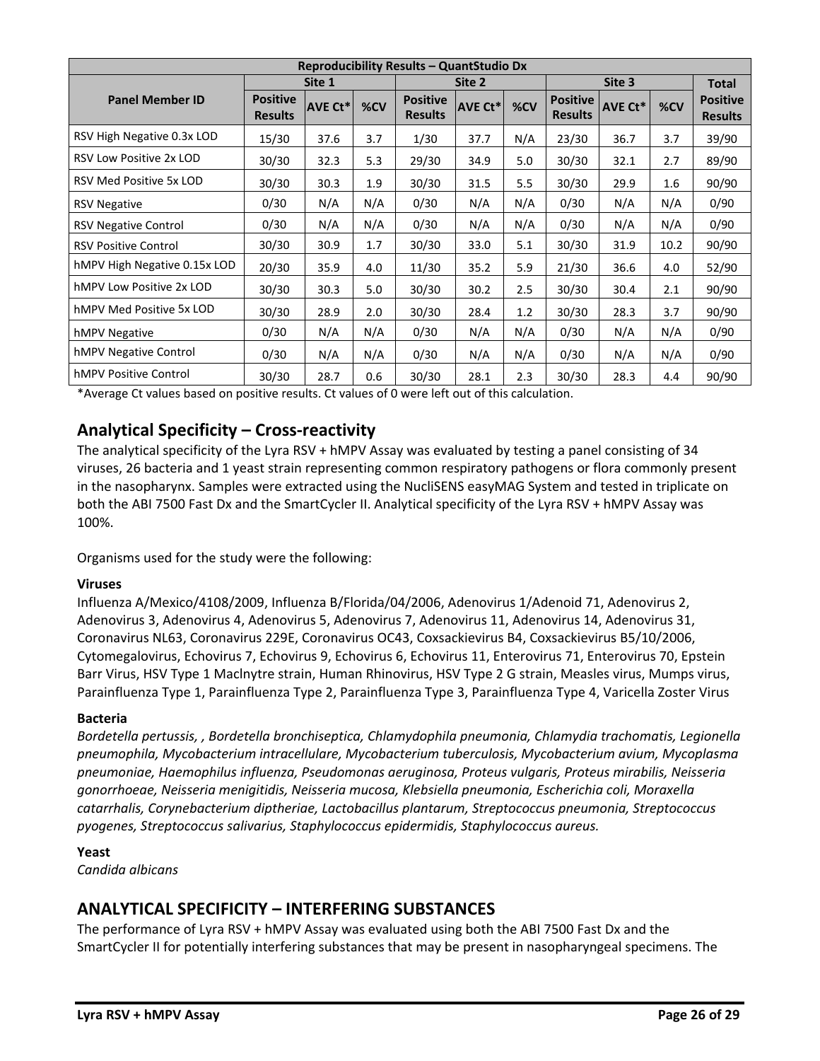| Reproducibility Results – QuantStudio Dx | | | | | | | | | | |
|---|---|---|---|---|---|---|---|---|---|---|
| Panel Member ID | Site 1 | | | Site 2 | | | Site 3 | | | Total |
| | Positive Results | AVE Ct* | %CV | Positive Results | AVE Ct* | %CV | Positive Results | AVE Ct* | %CV | Positive Results |
| RSV High Negative 0.3x LOD | 15/30 | 37.6 | 3.7 | 1/30 | 37.7 | N/A | 23/30 | 36.7 | 3.7 | 39/90 |
| RSV Low Positive 2x LOD | 30/30 | 32.3 | 5.3 | 29/30 | 34.9 | 5.0 | 30/30 | 32.1 | 2.7 | 89/90 |
| RSV Med Positive 5x LOD | 30/30 | 30.3 | 1.9 | 30/30 | 31.5 | 5.5 | 30/30 | 29.9 | 1.6 | 90/90 |
| RSV Negative | 0/30 | N/A | N/A | 0/30 | N/A | N/A | 0/30 | N/A | N/A | 0/90 |
| RSV Negative Control | 0/30 | N/A | N/A | 0/30 | N/A | N/A | 0/30 | N/A | N/A | 0/90 |
| RSV Positive Control | 30/30 | 30.9 | 1.7 | 30/30 | 33.0 | 5.1 | 30/30 | 31.9 | 10.2 | 90/90 |
| hMPV High Negative 0.15x LOD | 20/30 | 35.9 | 4.0 | 11/30 | 35.2 | 5.9 | 21/30 | 36.6 | 4.0 | 52/90 |
| hMPV Low Positive 2x LOD | 30/30 | 30.3 | 5.0 | 30/30 | 30.2 | 2.5 | 30/30 | 30.4 | 2.1 | 90/90 |
| hMPV Med Positive 5x LOD | 30/30 | 28.9 | 2.0 | 30/30 | 28.4 | 1.2 | 30/30 | 28.3 | 3.7 | 90/90 |
| hMPV Negative | 0/30 | N/A | N/A | 0/30 | N/A | N/A | 0/30 | N/A | N/A | 0/90 |
| hMPV Negative Control | 0/30 | N/A | N/A | 0/30 | N/A | N/A | 0/30 | N/A | N/A | 0/90 |
| hMPV Positive Control | 30/30 | 28.7 | 0.6 | 30/30 | 28.1 | 2.3 | 30/30 | 28.3 | 4.4 | 90/90 |

*Average Ct values based on positive results. Ct values of 0 were left out of this calculation.

## Analytical Specificity – Cross-reactivity

The analytical specificity of the Lyra RSV + hMPV Assay was evaluated by testing a panel consisting of 34 viruses, 26 bacteria and 1 yeast strain representing common respiratory pathogens or flora commonly present in the nasopharynx. Samples were extracted using the NucliSENS easyMAG System and tested in triplicate on both the ABI 7500 Fast Dx and the SmartCycler II. Analytical specificity of the Lyra RSV + hMPV Assay was 100%.

Organisms used for the study were the following:

**Viruses**

Influenza A/Mexico/4108/2009, Influenza B/Florida/04/2006, Adenovirus 1/Adenoid 71, Adenovirus 2, Adenovirus 3, Adenovirus 4, Adenovirus 5, Adenovirus 7, Adenovirus 11, Adenovirus 14, Adenovirus 31, Coronavirus NL63, Coronavirus 229E, Coronavirus OC43, Coxsackievirus B4, Coxsackievirus B5/10/2006, Cytomegalovirus, Echovirus 7, Echovirus 9, Echovirus 6, Echovirus 11, Enterovirus 71, Enterovirus 70, Epstein Barr Virus, HSV Type 1 Maclnytre strain, Human Rhinovirus, HSV Type 2 G strain, Measles virus, Mumps virus, Parainfluenza Type 1, Parainfluenza Type 2, Parainfluenza Type 3, Parainfluenza Type 4, Varicella Zoster Virus

**Bacteria**

*Bordetella pertussis, , Bordetella bronchiseptica, Chlamydophila pneumonia, Chlamydia trachomatis, Legionella pneumophila, Mycobacterium intracellulare, Mycobacterium tuberculosis, Mycobacterium avium, Mycoplasma pneumoniae, Haemophilus influenza, Pseudomonas aeruginosa, Proteus vulgaris, Proteus mirabilis, Neisseria gonorrhoeae, Neisseria menigitidis, Neisseria mucosa, Klebsiella pneumonia, Escherichia coli, Moraxella catarrhalis, Corynebacterium diptheriae, Lactobacillus plantarum, Streptococcus pneumonia, Streptococcus pyogenes, Streptococcus salivarius, Staphylococcus epidermidis, Staphylococcus aureus.*

**Yeast**

*Candida albicans*

## ANALYTICAL SPECIFICITY – INTERFERING SUBSTANCES

The performance of Lyra RSV + hMPV Assay was evaluated using both the ABI 7500 Fast Dx and the SmartCycler II for potentially interfering substances that may be present in nasopharyngeal specimens. The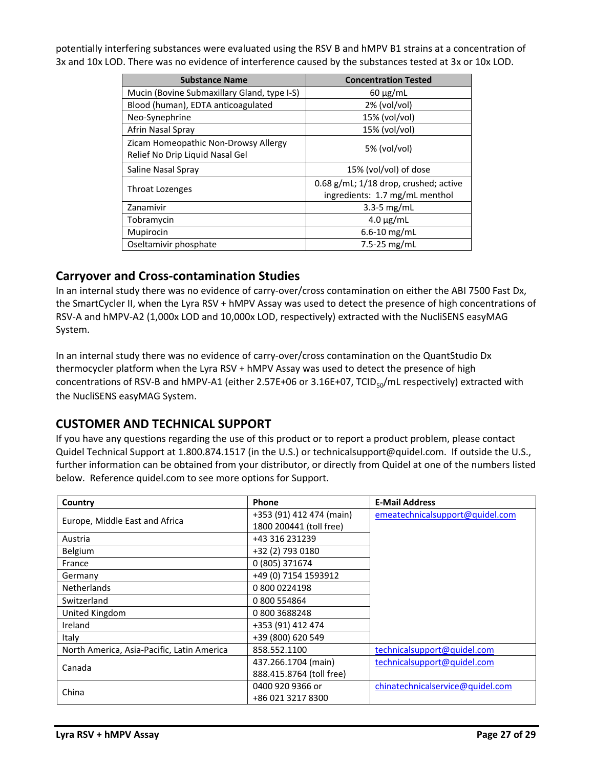potentially interfering substances were evaluated using the RSV B and hMPV B1 strains at a concentration of 3x and 10x LOD. There was no evidence of interference caused by the substances tested at 3x or 10x LOD.

| Substance Name | Concentration Tested |
|---|---|
| Mucin (Bovine Submaxillary Gland, type I-S) | 60 µg/mL |
| Blood (human), EDTA anticoagulated | 2% (vol/vol) |
| Neo-Synephrine | 15% (vol/vol) |
| Afrin Nasal Spray | 15% (vol/vol) |
| Zicam Homeopathic Non-Drowsy Allergy Relief No Drip Liquid Nasal Gel | 5% (vol/vol) |
| Saline Nasal Spray | 15% (vol/vol) of dose |
| Throat Lozenges | 0.68 g/mL; 1/18 drop, crushed; active ingredients: 1.7 mg/mL menthol |
| Zanamivir | 3.3-5 mg/mL |
| Tobramycin | 4.0 µg/mL |
| Mupirocin | 6.6-10 mg/mL |
| Oseltamivir phosphate | 7.5-25 mg/mL |

## Carryover and Cross-contamination Studies

In an internal study there was no evidence of carry-over/cross contamination on either the ABI 7500 Fast Dx, the SmartCycler II, when the Lyra RSV + hMPV Assay was used to detect the presence of high concentrations of RSV-A and hMPV-A2 (1,000x LOD and 10,000x LOD, respectively) extracted with the NucliSENS easyMAG System.

In an internal study there was no evidence of carry-over/cross contamination on the QuantStudio Dx thermocycler platform when the Lyra RSV + hMPV Assay was used to detect the presence of high concentrations of RSV-B and hMPV-A1 (either 2.57E+06 or 3.16E+07, $TCID_{50}$/mL respectively) extracted with the NucliSENS easyMAG System.

## CUSTOMER AND TECHNICAL SUPPORT

If you have any questions regarding the use of this product or to report a product problem, please contact Quidel Technical Support at 1.800.874.1517 (in the U.S.) or technicalsupport@quidel.com. If outside the U.S., further information can be obtained from your distributor, or directly from Quidel at one of the numbers listed below. Reference quidel.com to see more options for Support.

| Country | Phone | E-Mail Address |
|---|---|---|
| Europe, Middle East and Africa | +353 (91) 412 474 (main)<br>1800 200441 (toll free) | emeatechnicalsupport@quidel.com |
| Austria | +43 316 231239 | |
| Belgium | +32 (2) 793 0180 | |
| France | 0 (805) 371674 | |
| Germany | +49 (0) 7154 1593912 | |
| Netherlands | 0 800 0224198 | |
| Switzerland | 0 800 554864 | |
| United Kingdom | 0 800 3688248 | |
| Ireland | +353 (91) 412 474 | |
| Italy | +39 (800) 620 549 | |
| North America, Asia-Pacific, Latin America | 858.552.1100 | technicalsupport@quidel.com |
| Canada | 437.266.1704 (main)<br>888.415.8764 (toll free) | technicalsupport@quidel.com |
| China | 0400 920 9366 or<br>+86 021 3217 8300 | chinatechnicalservice@quidel.com |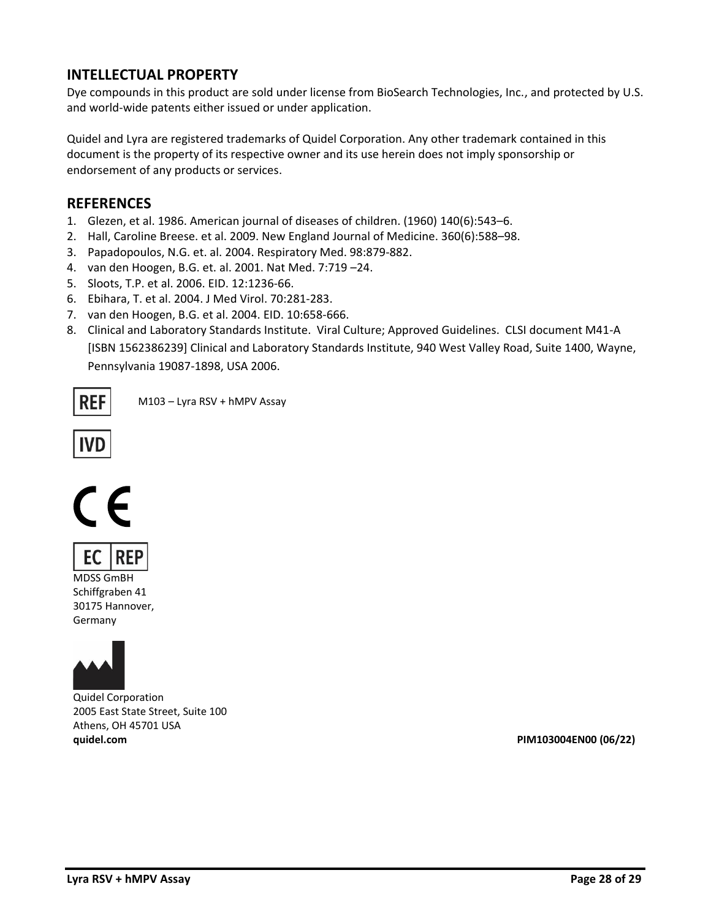## INTELLECTUAL PROPERTY

Dye compounds in this product are sold under license from BioSearch Technologies, Inc., and protected by U.S. and world-wide patents either issued or under application.

Quidel and Lyra are registered trademarks of Quidel Corporation. Any other trademark contained in this document is the property of its respective owner and its use herein does not imply sponsorship or endorsement of any products or services.

## REFERENCES

1. Glezen, et al. 1986. American journal of diseases of children. (1960) 140(6):543–6.
2. Hall, Caroline Breese. et al. 2009. New England Journal of Medicine. 360(6):588–98.
3. Papadopoulos, N.G. et. al. 2004. Respiratory Med. 98:879-882.
4. van den Hoogen, B.G. et. al. 2001. Nat Med. 7:719 –24.
5. Sloots, T.P. et al. 2006. EID. 12:1236-66.
6. Ebihara, T. et al. 2004. J Med Virol. 70:281-283.
7. van den Hoogen, B.G. et al. 2004. EID. 10:658-666.
8. Clinical and Laboratory Standards Institute. Viral Culture; Approved Guidelines. CLSI document M41-A [ISBN 1562386239] Clinical and Laboratory Standards Institute, 940 West Valley Road, Suite 1400, Wayne, Pennsylvania 19087-1898, USA 2006.

REF M103 – Lyra RSV + hMPV Assay

IVD

CE

EC REP
MDSS GmBH
Schiffgraben 41
30175 Hannover,
Germany

Quidel Corporation
2005 East State Street, Suite 100
Athens, OH 45701 USA
**quidel.com** **PIM103004EN00 (06/22)**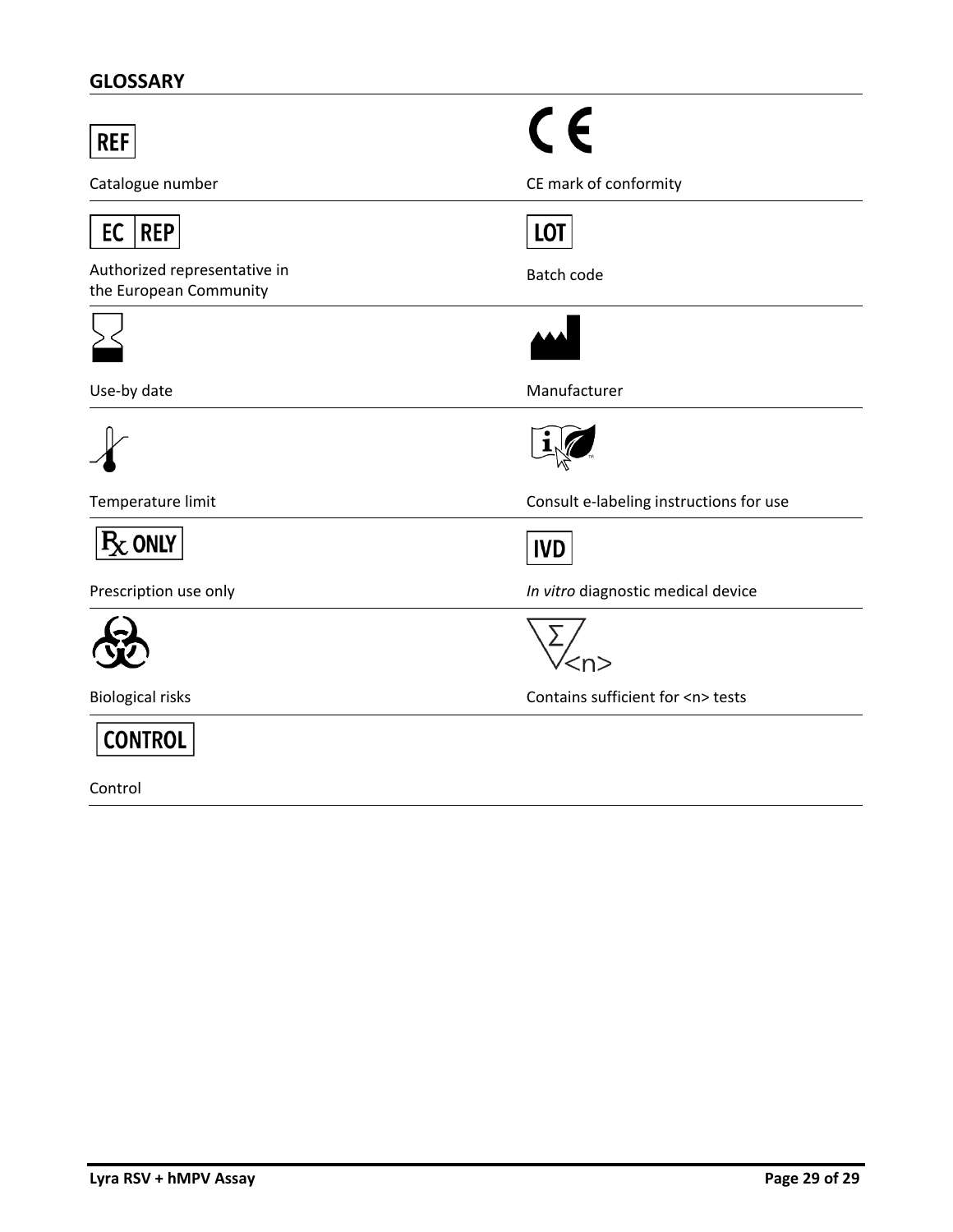## GLOSSARY

REF

Catalogue number

CE mark of conformity

EC REP

Authorized representative in the European Community

LOT

Batch code

Use-by date

Manufacturer

Temperature limit

Consult e-labeling instructions for use

Rx ONLY

Prescription use only

IVD

*In vitro* diagnostic medical device

Biological risks

<n>

Contains sufficient for <n> tests

CONTROL

Control